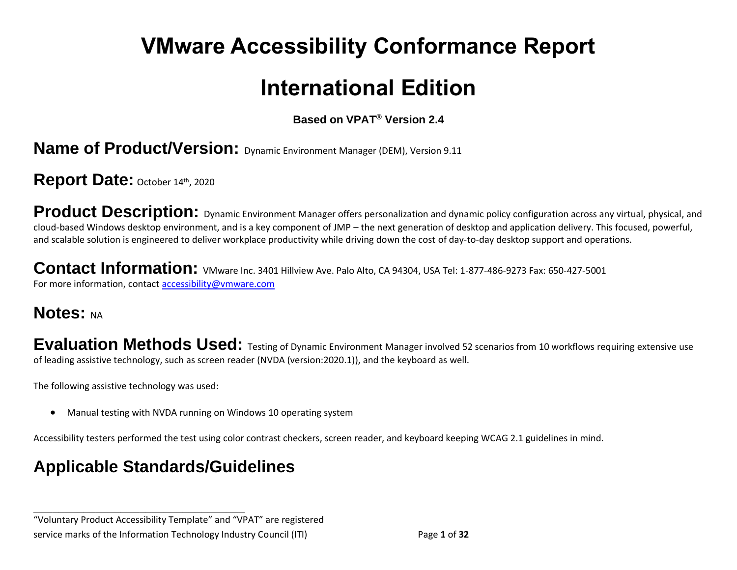# VMware Accessibility Conformance Report

# International Edition

**Based on VPAT® Version 2.4**

## Name of Product/Version: Dynamic Environment Manager (DEM), Version 9.11

## Report Date: October 14th, 2020

## Product Description: Dynamic Environment Manager offers personalization and dynamic policy configuration across any virtual, physical, and cloud-based Windows desktop environment, and is a key component of JMP – the next generation of desktop and application delivery. This focused, powerful, and scalable solution is engineered to deliver workplace productivity while driving down the cost of day-to-day desktop support and operations.

## Contact Information: VMware Inc. 3401 Hillview Ave. Palo Alto, CA 94304, USA Tel: 1-877-486-9273 Fax: 650-427-5001

For more information, contact [accessibility@vmware.com](mailto:accessibility@vmware.com)

## Notes: NA

## Evaluation Methods Used: Testing of Dynamic Environment Manager involved 52 scenarios from 10 workflows requiring extensive use of leading assistive technology, such as screen reader (NVDA (version:2020.1)), and the keyboard as well.

The following assistive technology was used:

- Manual testing with NVDA running on Windows 10 operating system

Accessibility testers performed the test using color contrast checkers, screen reader, and keyboard keeping WCAG 2.1 guidelines in mind.

## Applicable Standards/Guidelines

"Voluntary Product Accessibility Template" and "VPAT" are registered service marks of the Information Technology Industry Council (ITI)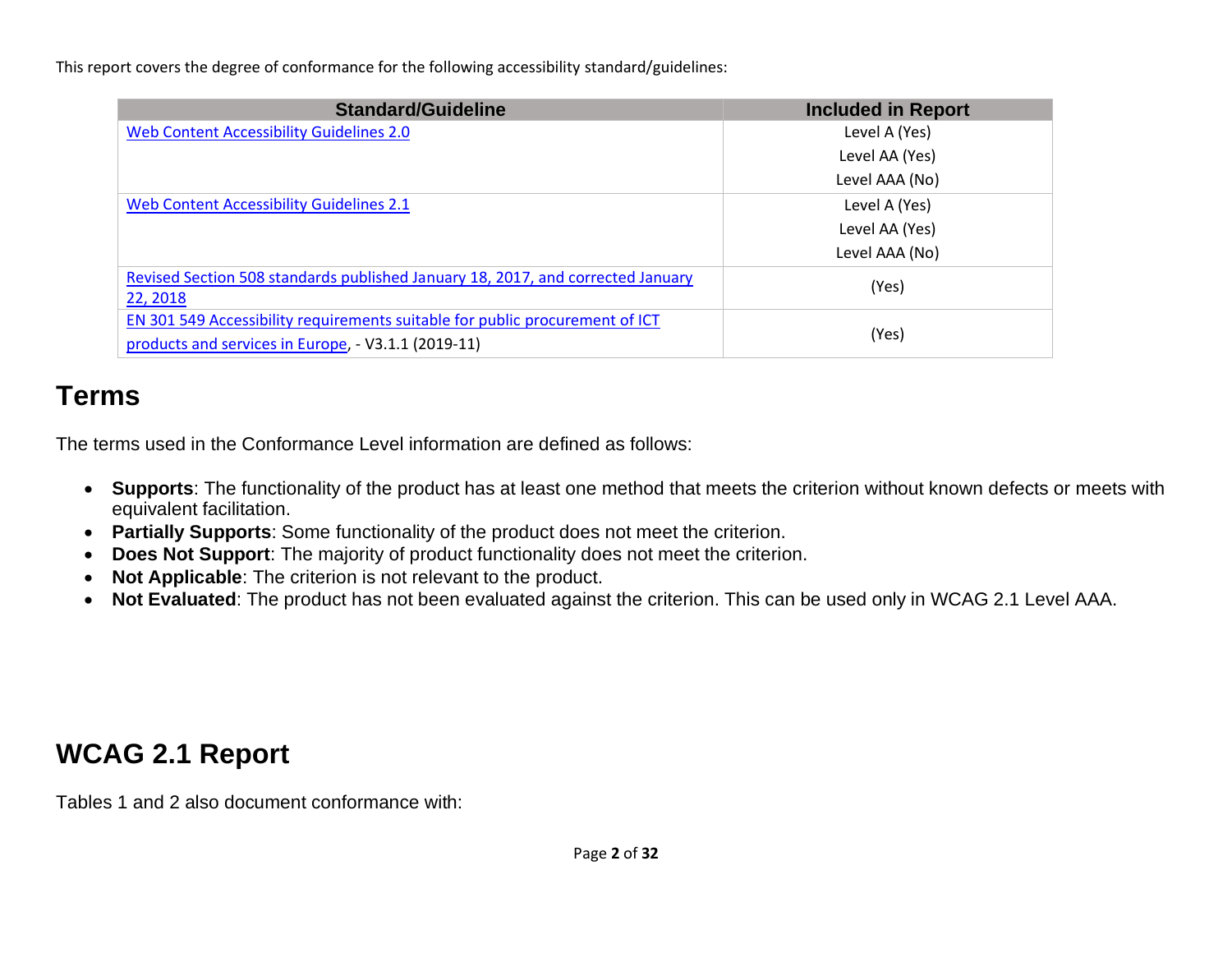This report covers the degree of conformance for the following accessibility standard/guidelines:

| Standard/Guideline | Included in Report |
| --- | --- |
| Web Content Accessibility Guidelines 2.0 | Level A (Yes)<br>Level AA (Yes)<br>Level AAA (No) |
| Web Content Accessibility Guidelines 2.1 | Level A (Yes)<br>Level AA (Yes)<br>Level AAA (No) |
| Revised Section 508 standards published January 18, 2017, and corrected January 22, 2018 | (Yes) |
| EN 301 549 Accessibility requirements suitable for public procurement of ICT products and services in Europe, - V3.1.1 (2019-11) | (Yes) |

# Terms

The terms used in the Conformance Level information are defined as follows:

- **Supports**: The functionality of the product has at least one method that meets the criterion without known defects or meets with equivalent facilitation.
- **Partially Supports**: Some functionality of the product does not meet the criterion.
- **Does Not Support**: The majority of product functionality does not meet the criterion.
- **Not Applicable**: The criterion is not relevant to the product.
- **Not Evaluated**: The product has not been evaluated against the criterion. This can be used only in WCAG 2.1 Level AAA.

# WCAG 2.1 Report

Tables 1 and 2 also document conformance with: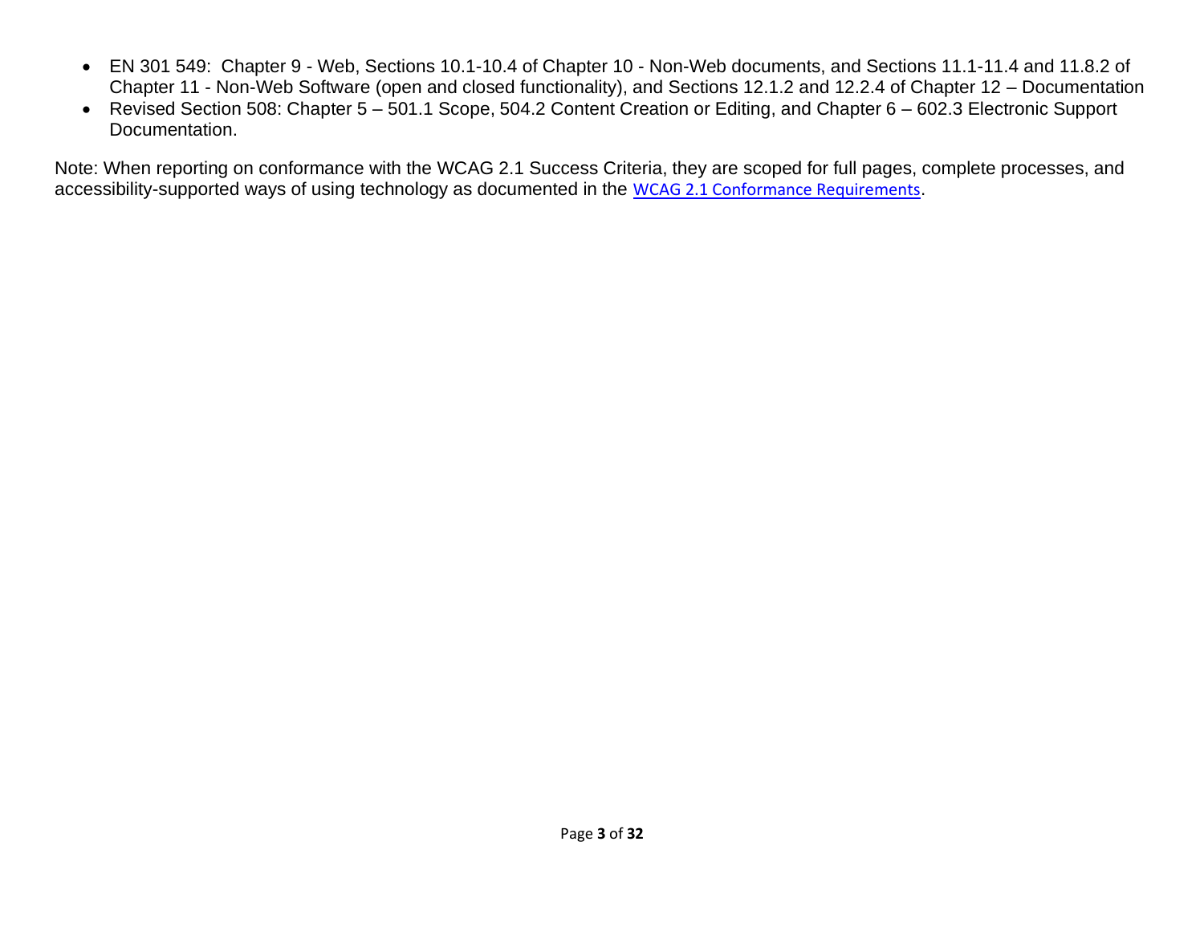- EN 301 549: Chapter 9 - Web, Sections 10.1-10.4 of Chapter 10 - Non-Web documents, and Sections 11.1-11.4 and 11.8.2 of Chapter 11 - Non-Web Software (open and closed functionality), and Sections 12.1.2 and 12.2.4 of Chapter 12 – Documentation
- Revised Section 508: Chapter 5 – 501.1 Scope, 504.2 Content Creation or Editing, and Chapter 6 – 602.3 Electronic Support Documentation.

Note: When reporting on conformance with the WCAG 2.1 Success Criteria, they are scoped for full pages, complete processes, and accessibility-supported ways of using technology as documented in the WCAG 2.1 Conformance Requirements.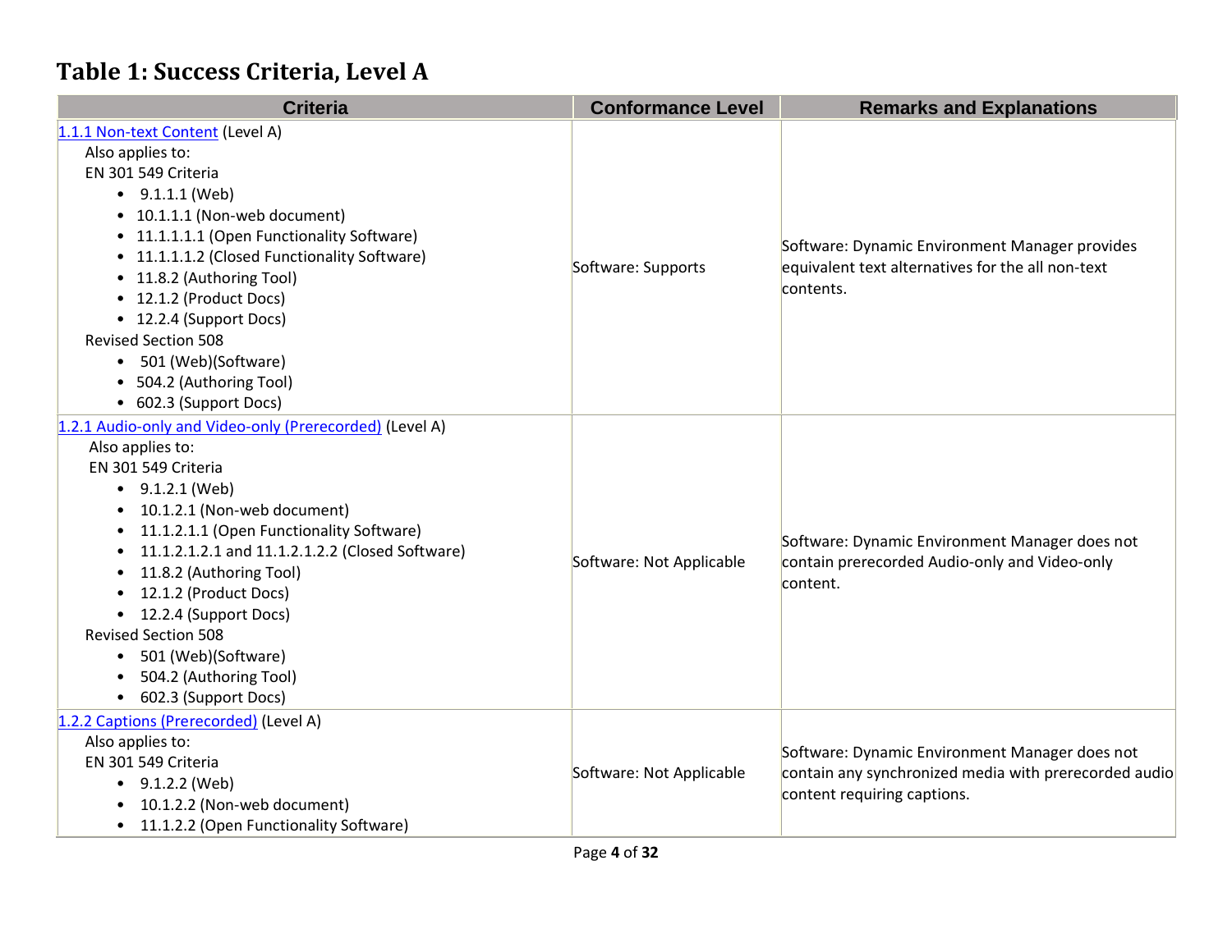## Table 1: Success Criteria, Level A

| Criteria | Conformance Level | Remarks and Explanations |
| --- | --- | --- |
| [1.1.1 Non-text Content](#) (Level A)<br>Also applies to:<br>EN 301 549 Criteria<br>• 9.1.1.1 (Web)<br>• 10.1.1.1 (Non-web document)<br>• 11.1.1.1.1 (Open Functionality Software)<br>• 11.1.1.1.2 (Closed Functionality Software)<br>• 11.8.2 (Authoring Tool)<br>• 12.1.2 (Product Docs)<br>• 12.2.4 (Support Docs)<br>Revised Section 508<br>• 501 (Web)(Software)<br>• 504.2 (Authoring Tool)<br>• 602.3 (Support Docs) | Software: Supports | Software: Dynamic Environment Manager provides equivalent text alternatives for the all non-text contents. |
| [1.2.1 Audio-only and Video-only (Prerecorded)](#) (Level A)<br>Also applies to:<br>EN 301 549 Criteria<br>• 9.1.2.1 (Web)<br>• 10.1.2.1 (Non-web document)<br>• 11.1.2.1.1 (Open Functionality Software)<br>• 11.1.2.1.2.1 and 11.1.2.1.2.2 (Closed Software)<br>• 11.8.2 (Authoring Tool)<br>• 12.1.2 (Product Docs)<br>• 12.2.4 (Support Docs)<br>Revised Section 508<br>• 501 (Web)(Software)<br>• 504.2 (Authoring Tool)<br>• 602.3 (Support Docs) | Software: Not Applicable | Software: Dynamic Environment Manager does not contain prerecorded Audio-only and Video-only content. |
| [1.2.2 Captions (Prerecorded)](#) (Level A)<br>Also applies to:<br>EN 301 549 Criteria<br>• 9.1.2.2 (Web)<br>• 10.1.2.2 (Non-web document)<br>• 11.1.2.2 (Open Functionality Software) | Software: Not Applicable | Software: Dynamic Environment Manager does not contain any synchronized media with prerecorded audio content requiring captions. |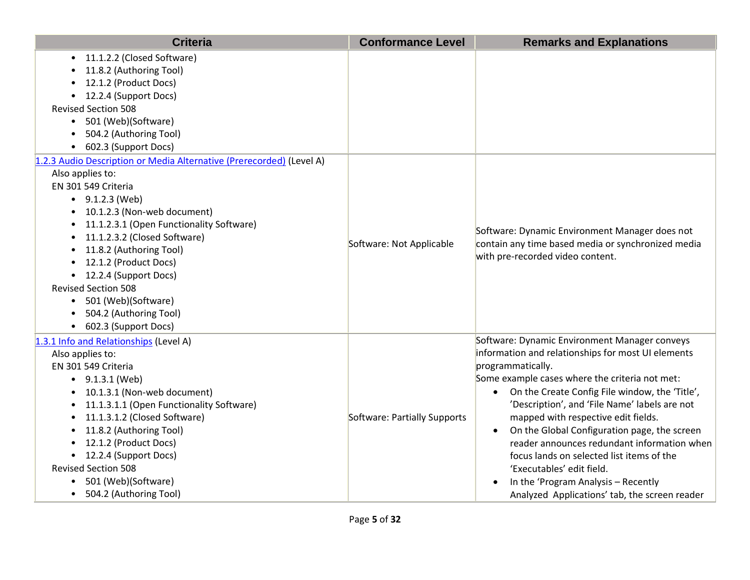| Criteria | Conformance Level | Remarks and Explanations |
| --- | --- | --- |
| • 11.1.2.2 (Closed Software)<br>• 11.8.2 (Authoring Tool)<br>• 12.1.2 (Product Docs)<br>• 12.2.4 (Support Docs)<br>Revised Section 508<br>• 501 (Web)(Software)<br>• 504.2 (Authoring Tool)<br>• 602.3 (Support Docs) | | |
| [1.2.3 Audio Description or Media Alternative (Prerecorded)]() (Level A)<br>Also applies to:<br>EN 301 549 Criteria<br>• 9.1.2.3 (Web)<br>• 10.1.2.3 (Non-web document)<br>• 11.1.2.3.1 (Open Functionality Software)<br>• 11.1.2.3.2 (Closed Software)<br>• 11.8.2 (Authoring Tool)<br>• 12.1.2 (Product Docs)<br>• 12.2.4 (Support Docs)<br>Revised Section 508<br>• 501 (Web)(Software)<br>• 504.2 (Authoring Tool)<br>• 602.3 (Support Docs) | Software: Not Applicable | Software: Dynamic Environment Manager does not contain any time based media or synchronized media with pre-recorded video content. |
| [1.3.1 Info and Relationships]() (Level A)<br>Also applies to:<br>EN 301 549 Criteria<br>• 9.1.3.1 (Web)<br>• 10.1.3.1 (Non-web document)<br>• 11.1.3.1.1 (Open Functionality Software)<br>• 11.1.3.1.2 (Closed Software)<br>• 11.8.2 (Authoring Tool)<br>• 12.1.2 (Product Docs)<br>• 12.2.4 (Support Docs)<br>Revised Section 508<br>• 501 (Web)(Software)<br>• 504.2 (Authoring Tool) | Software: Partially Supports | Software: Dynamic Environment Manager conveys information and relationships for most UI elements programmatically.<br>Some example cases where the criteria not met:<br>• On the Create Config File window, the 'Title', 'Description', and 'File Name' labels are not mapped with respective edit fields.<br>• On the Global Configuration page, the screen reader announces redundant information when focus lands on selected list items of the 'Executables' edit field.<br>• In the 'Program Analysis – Recently Analyzed Applications' tab, the screen reader |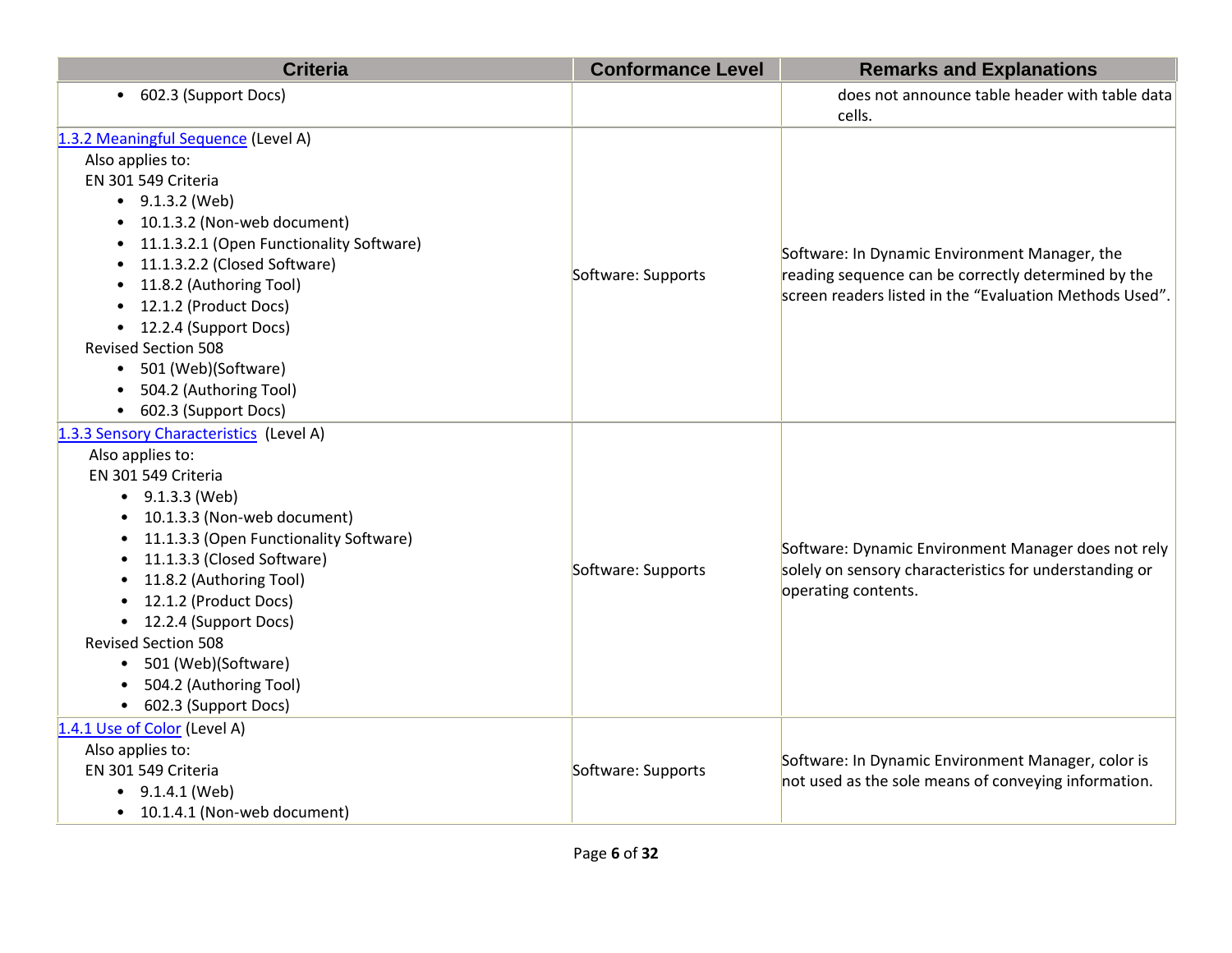| Criteria | Conformance Level | Remarks and Explanations |
|---|---|---|
| • 602.3 (Support Docs) | | does not announce table header with table data cells. |
| [1.3.2 Meaningful Sequence](#) (Level A)<br>Also applies to:<br>EN 301 549 Criteria<br>• 9.1.3.2 (Web)<br>• 10.1.3.2 (Non-web document)<br>• 11.1.3.2.1 (Open Functionality Software)<br>• 11.1.3.2.2 (Closed Software)<br>• 11.8.2 (Authoring Tool)<br>• 12.1.2 (Product Docs)<br>• 12.2.4 (Support Docs)<br>Revised Section 508<br>• 501 (Web)(Software)<br>• 504.2 (Authoring Tool)<br>• 602.3 (Support Docs) | Software: Supports | Software: In Dynamic Environment Manager, the reading sequence can be correctly determined by the screen readers listed in the “Evaluation Methods Used”. |
| [1.3.3 Sensory Characteristics](#) (Level A)<br>Also applies to:<br>EN 301 549 Criteria<br>• 9.1.3.3 (Web)<br>• 10.1.3.3 (Non-web document)<br>• 11.1.3.3 (Open Functionality Software)<br>• 11.1.3.3 (Closed Software)<br>• 11.8.2 (Authoring Tool)<br>• 12.1.2 (Product Docs)<br>• 12.2.4 (Support Docs)<br>Revised Section 508<br>• 501 (Web)(Software)<br>• 504.2 (Authoring Tool)<br>• 602.3 (Support Docs) | Software: Supports | Software: Dynamic Environment Manager does not rely solely on sensory characteristics for understanding or operating contents. |
| [1.4.1 Use of Color](#) (Level A)<br>Also applies to:<br>EN 301 549 Criteria<br>• 9.1.4.1 (Web)<br>• 10.1.4.1 (Non-web document) | Software: Supports | Software: In Dynamic Environment Manager, color is not used as the sole means of conveying information. |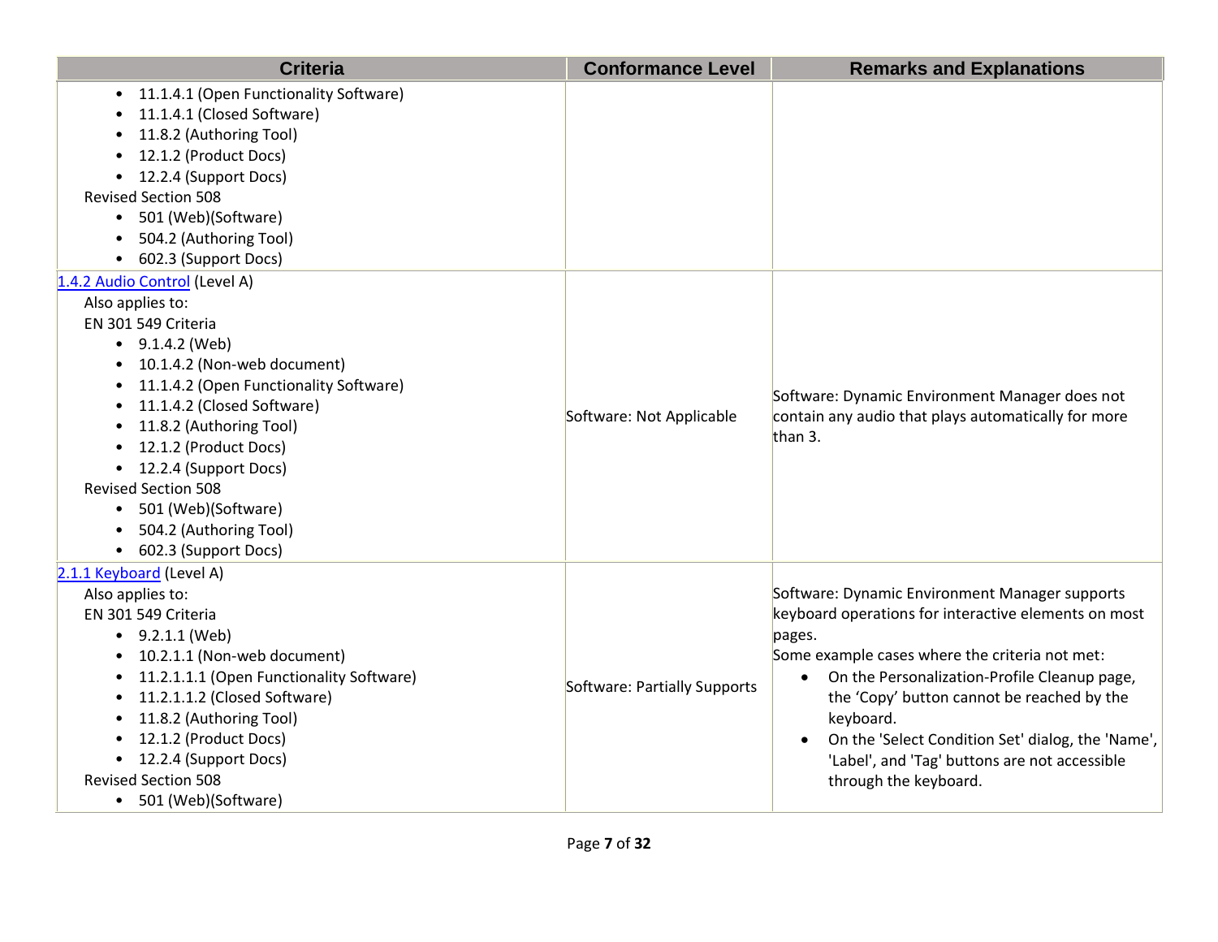| Criteria | Conformance Level | Remarks and Explanations |
|---|---|---|
| <ul><li>11.1.4.1 (Open Functionality Software)</li><li>11.1.4.1 (Closed Software)</li><li>11.8.2 (Authoring Tool)</li><li>12.1.2 (Product Docs)</li><li>12.2.4 (Support Docs)</li></ul>Revised Section 508<ul><li>501 (Web)(Software)</li><li>504.2 (Authoring Tool)</li><li>602.3 (Support Docs)</li></ul> | | |
| [1.4.2 Audio Control](#) (Level A)<br>Also applies to:<br>EN 301 549 Criteria<ul><li>9.1.4.2 (Web)</li><li>10.1.4.2 (Non-web document)</li><li>11.1.4.2 (Open Functionality Software)</li><li>11.1.4.2 (Closed Software)</li><li>11.8.2 (Authoring Tool)</li><li>12.1.2 (Product Docs)</li><li>12.2.4 (Support Docs)</li></ul>Revised Section 508<ul><li>501 (Web)(Software)</li><li>504.2 (Authoring Tool)</li><li>602.3 (Support Docs)</li></ul> | Software: Not Applicable | Software: Dynamic Environment Manager does not contain any audio that plays automatically for more than 3. |
| [2.1.1 Keyboard](#) (Level A)<br>Also applies to:<br>EN 301 549 Criteria<ul><li>9.2.1.1 (Web)</li><li>10.2.1.1 (Non-web document)</li><li>11.2.1.1.1 (Open Functionality Software)</li><li>11.2.1.1.2 (Closed Software)</li><li>11.8.2 (Authoring Tool)</li><li>12.1.2 (Product Docs)</li><li>12.2.4 (Support Docs)</li></ul>Revised Section 508<ul><li>501 (Web)(Software)</li></ul> | Software: Partially Supports | Software: Dynamic Environment Manager supports keyboard operations for interactive elements on most pages.<br>Some example cases where the criteria not met:<ul><li>On the Personalization-Profile Cleanup page, the 'Copy' button cannot be reached by the keyboard.</li><li>On the 'Select Condition Set' dialog, the 'Name', 'Label', and 'Tag' buttons are not accessible through the keyboard.</li></ul> |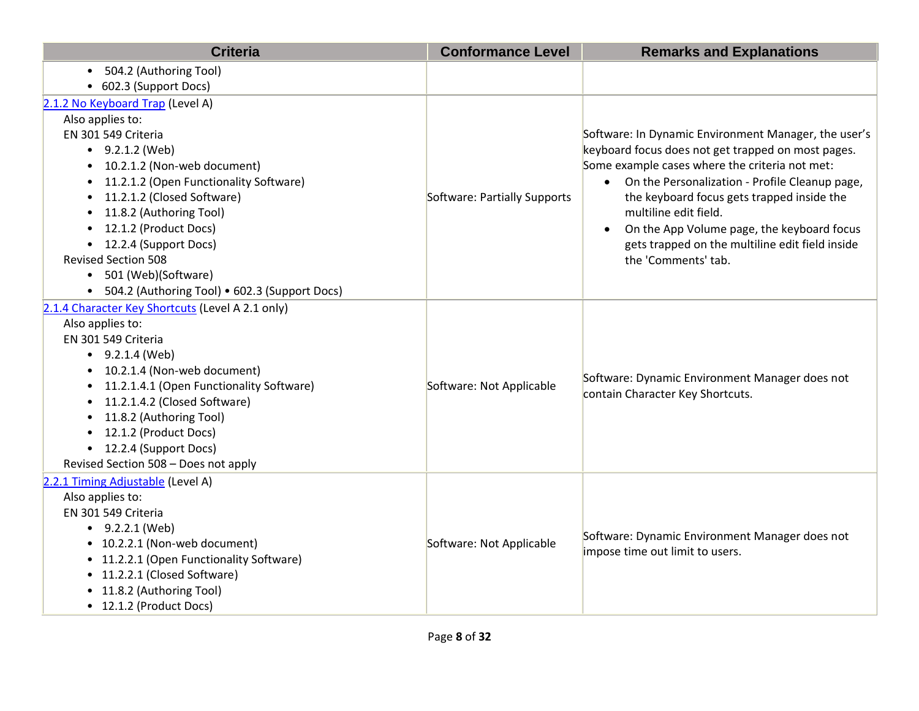| Criteria | Conformance Level | Remarks and Explanations |
|---|---|---|
| • 504.2 (Authoring Tool)<br>• 602.3 (Support Docs) | | |
| [2.1.2 No Keyboard Trap](#) (Level A)<br>Also applies to:<br>EN 301 549 Criteria<br>• 9.2.1.2 (Web)<br>• 10.2.1.2 (Non-web document)<br>• 11.2.1.2 (Open Functionality Software)<br>• 11.2.1.2 (Closed Software)<br>• 11.8.2 (Authoring Tool)<br>• 12.1.2 (Product Docs)<br>• 12.2.4 (Support Docs)<br>Revised Section 508<br>• 501 (Web)(Software)<br>• 504.2 (Authoring Tool) • 602.3 (Support Docs) | Software: Partially Supports | Software: In Dynamic Environment Manager, the user's keyboard focus does not get trapped on most pages. Some example cases where the criteria not met:<br>• On the Personalization - Profile Cleanup page, the keyboard focus gets trapped inside the multiline edit field.<br>• On the App Volume page, the keyboard focus gets trapped on the multiline edit field inside the 'Comments' tab. |
| [2.1.4 Character Key Shortcuts](#) (Level A 2.1 only)<br>Also applies to:<br>EN 301 549 Criteria<br>• 9.2.1.4 (Web)<br>• 10.2.1.4 (Non-web document)<br>• 11.2.1.4.1 (Open Functionality Software)<br>• 11.2.1.4.2 (Closed Software)<br>• 11.8.2 (Authoring Tool)<br>• 12.1.2 (Product Docs)<br>• 12.2.4 (Support Docs)<br>Revised Section 508 – Does not apply | Software: Not Applicable | Software: Dynamic Environment Manager does not contain Character Key Shortcuts. |
| [2.2.1 Timing Adjustable](#) (Level A)<br>Also applies to:<br>EN 301 549 Criteria<br>• 9.2.2.1 (Web)<br>• 10.2.2.1 (Non-web document)<br>• 11.2.2.1 (Open Functionality Software)<br>• 11.2.2.1 (Closed Software)<br>• 11.8.2 (Authoring Tool)<br>• 12.1.2 (Product Docs) | Software: Not Applicable | Software: Dynamic Environment Manager does not impose time out limit to users. |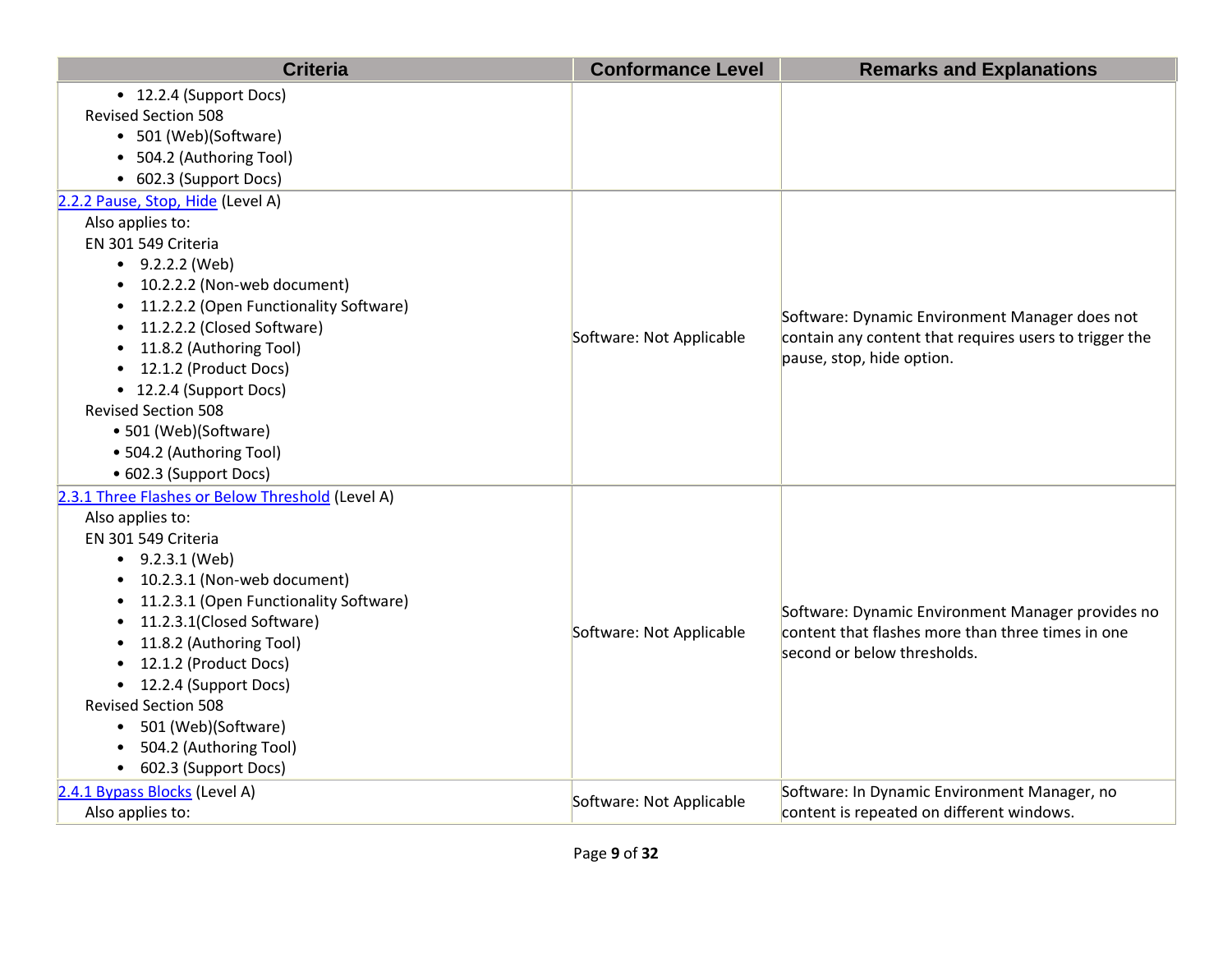| Criteria | Conformance Level | Remarks and Explanations |
|---|---|---|
| • 12.2.4 (Support Docs)<br>Revised Section 508<br>• 501 (Web)(Software)<br>• 504.2 (Authoring Tool)<br>• 602.3 (Support Docs) | | |
| [2.2.2 Pause, Stop, Hide](#) (Level A)<br>Also applies to:<br>EN 301 549 Criteria<br>• 9.2.2.2 (Web)<br>• 10.2.2.2 (Non-web document)<br>• 11.2.2.2 (Open Functionality Software)<br>• 11.2.2.2 (Closed Software)<br>• 11.8.2 (Authoring Tool)<br>• 12.1.2 (Product Docs)<br>• 12.2.4 (Support Docs)<br>Revised Section 508<br>• 501 (Web)(Software)<br>• 504.2 (Authoring Tool)<br>• 602.3 (Support Docs) | Software: Not Applicable | Software: Dynamic Environment Manager does not contain any content that requires users to trigger the pause, stop, hide option. |
| [2.3.1 Three Flashes or Below Threshold](#) (Level A)<br>Also applies to:<br>EN 301 549 Criteria<br>• 9.2.3.1 (Web)<br>• 10.2.3.1 (Non-web document)<br>• 11.2.3.1 (Open Functionality Software)<br>• 11.2.3.1(Closed Software)<br>• 11.8.2 (Authoring Tool)<br>• 12.1.2 (Product Docs)<br>• 12.2.4 (Support Docs)<br>Revised Section 508<br>• 501 (Web)(Software)<br>• 504.2 (Authoring Tool)<br>• 602.3 (Support Docs) | Software: Not Applicable | Software: Dynamic Environment Manager provides no content that flashes more than three times in one second or below thresholds. |
| [2.4.1 Bypass Blocks](#) (Level A)<br>Also applies to: | Software: Not Applicable | Software: In Dynamic Environment Manager, no content is repeated on different windows. |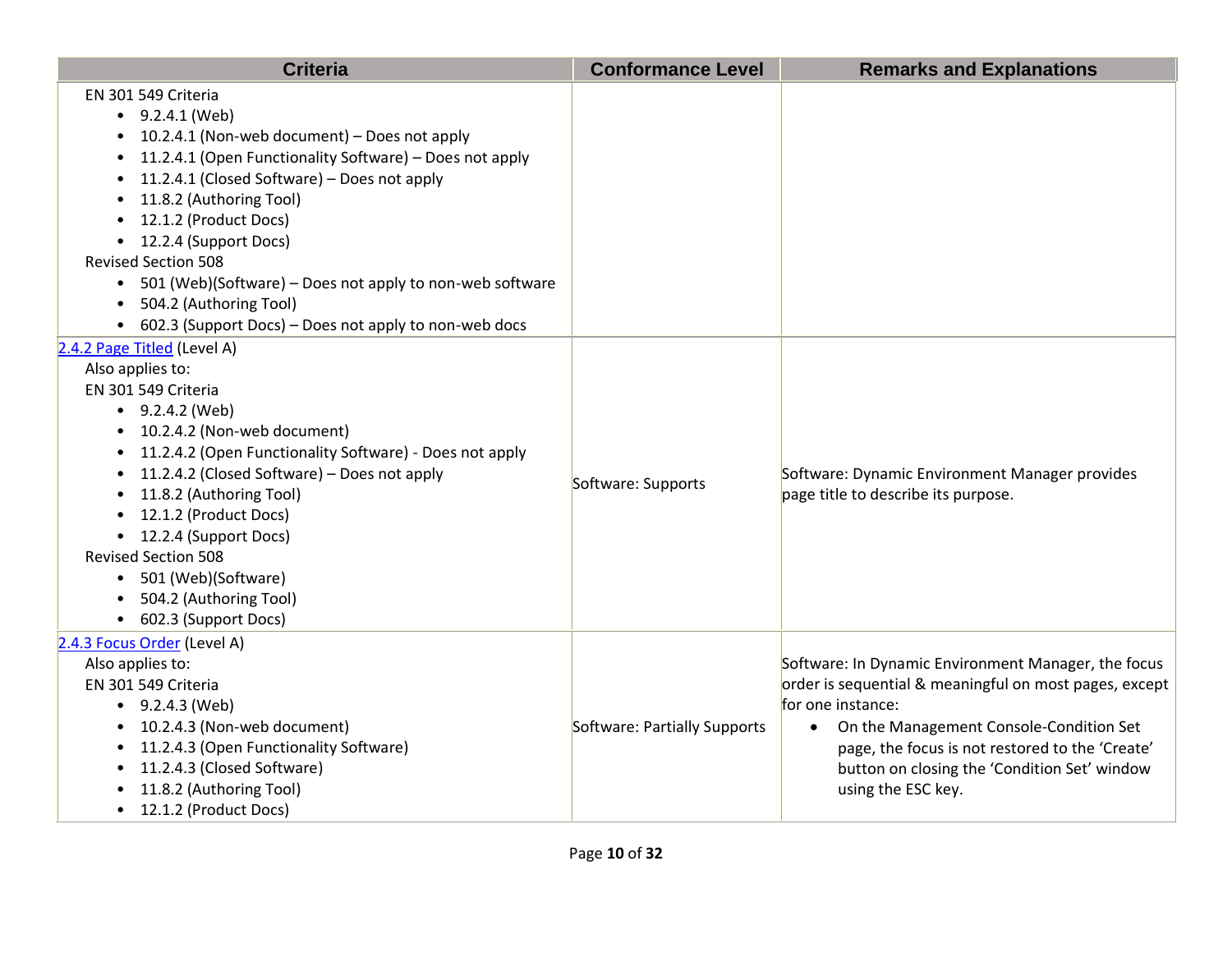| Criteria | Conformance Level | Remarks and Explanations |
| --- | --- | --- |
| EN 301 549 Criteria<br>• 9.2.4.1 (Web)<br>• 10.2.4.1 (Non-web document) – Does not apply<br>• 11.2.4.1 (Open Functionality Software) – Does not apply<br>• 11.2.4.1 (Closed Software) – Does not apply<br>• 11.8.2 (Authoring Tool)<br>• 12.1.2 (Product Docs)<br>• 12.2.4 (Support Docs)<br>Revised Section 508<br>• 501 (Web)(Software) – Does not apply to non-web software<br>• 504.2 (Authoring Tool)<br>• 602.3 (Support Docs) – Does not apply to non-web docs | | |
| [2.4.2 Page Titled](https://www.w3.org/TR/WCAG21/#page-titled) (Level A)<br>Also applies to:<br>EN 301 549 Criteria<br>• 9.2.4.2 (Web)<br>• 10.2.4.2 (Non-web document)<br>• 11.2.4.2 (Open Functionality Software) - Does not apply<br>• 11.2.4.2 (Closed Software) – Does not apply<br>• 11.8.2 (Authoring Tool)<br>• 12.1.2 (Product Docs)<br>• 12.2.4 (Support Docs)<br>Revised Section 508<br>• 501 (Web)(Software)<br>• 504.2 (Authoring Tool)<br>• 602.3 (Support Docs) | Software: Supports | Software: Dynamic Environment Manager provides page title to describe its purpose. |
| [2.4.3 Focus Order](https://www.w3.org/TR/WCAG21/#focus-order) (Level A)<br>Also applies to:<br>EN 301 549 Criteria<br>• 9.2.4.3 (Web)<br>• 10.2.4.3 (Non-web document)<br>• 11.2.4.3 (Open Functionality Software)<br>• 11.2.4.3 (Closed Software)<br>• 11.8.2 (Authoring Tool)<br>• 12.1.2 (Product Docs) | Software: Partially Supports | Software: In Dynamic Environment Manager, the focus order is sequential & meaningful on most pages, except for one instance:<br>• On the Management Console-Condition Set page, the focus is not restored to the 'Create' button on closing the 'Condition Set' window using the ESC key. |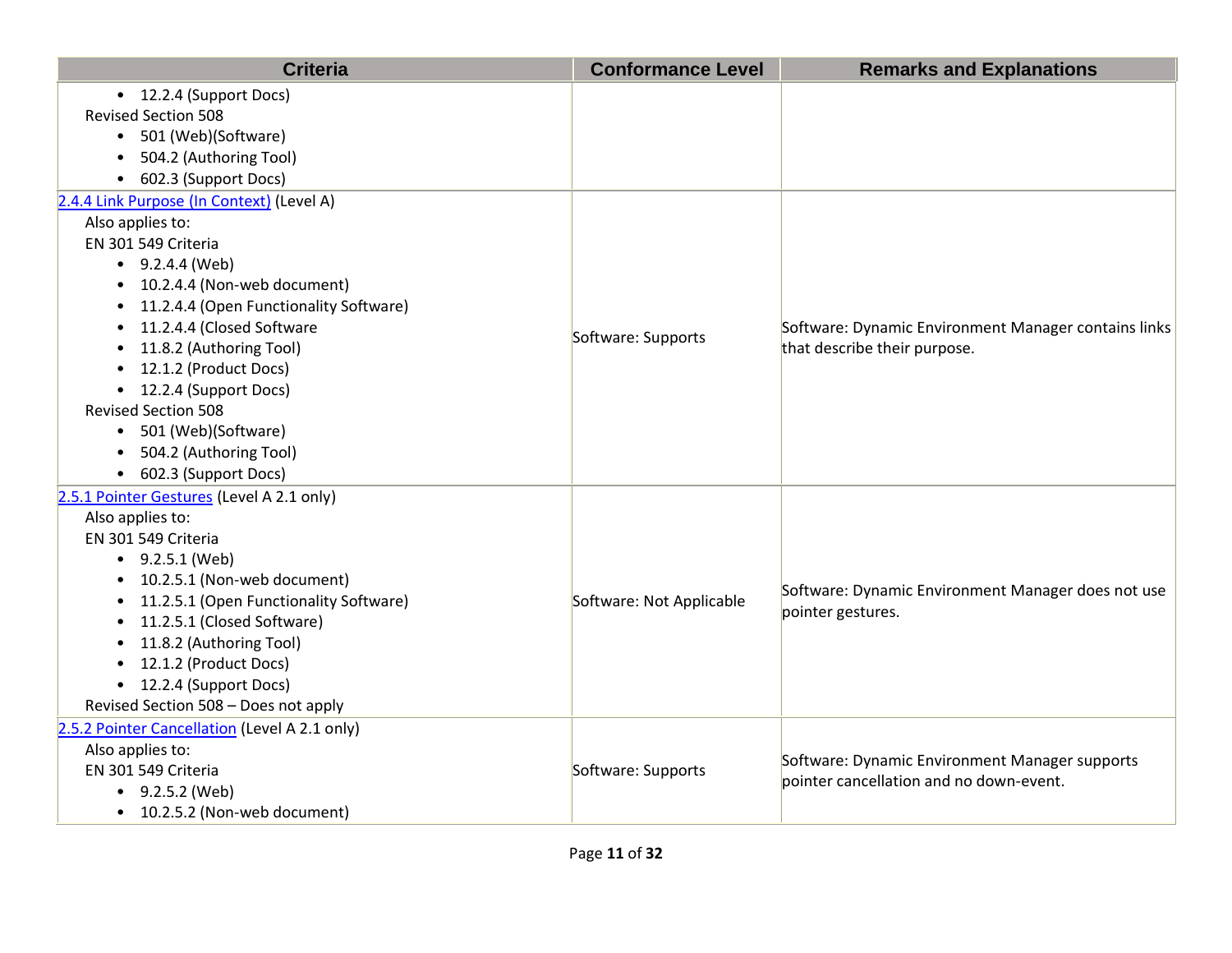| Criteria | Conformance Level | Remarks and Explanations |
|---|---|---|
| • 12.2.4 (Support Docs)<br>Revised Section 508<br>• 501 (Web)(Software)<br>• 504.2 (Authoring Tool)<br>• 602.3 (Support Docs) | | |
| [2.4.4 Link Purpose (In Context)](#) (Level A)<br>Also applies to:<br>EN 301 549 Criteria<br>• 9.2.4.4 (Web)<br>• 10.2.4.4 (Non-web document)<br>• 11.2.4.4 (Open Functionality Software)<br>• 11.2.4.4 (Closed Software<br>• 11.8.2 (Authoring Tool)<br>• 12.1.2 (Product Docs)<br>• 12.2.4 (Support Docs)<br>Revised Section 508<br>• 501 (Web)(Software)<br>• 504.2 (Authoring Tool)<br>• 602.3 (Support Docs) | Software: Supports | Software: Dynamic Environment Manager contains links that describe their purpose. |
| [2.5.1 Pointer Gestures](#) (Level A 2.1 only)<br>Also applies to:<br>EN 301 549 Criteria<br>• 9.2.5.1 (Web)<br>• 10.2.5.1 (Non-web document)<br>• 11.2.5.1 (Open Functionality Software)<br>• 11.2.5.1 (Closed Software)<br>• 11.8.2 (Authoring Tool)<br>• 12.1.2 (Product Docs)<br>• 12.2.4 (Support Docs)<br>Revised Section 508 – Does not apply | Software: Not Applicable | Software: Dynamic Environment Manager does not use pointer gestures. |
| [2.5.2 Pointer Cancellation](#) (Level A 2.1 only)<br>Also applies to:<br>EN 301 549 Criteria<br>• 9.2.5.2 (Web)<br>• 10.2.5.2 (Non-web document) | Software: Supports | Software: Dynamic Environment Manager supports pointer cancellation and no down-event. |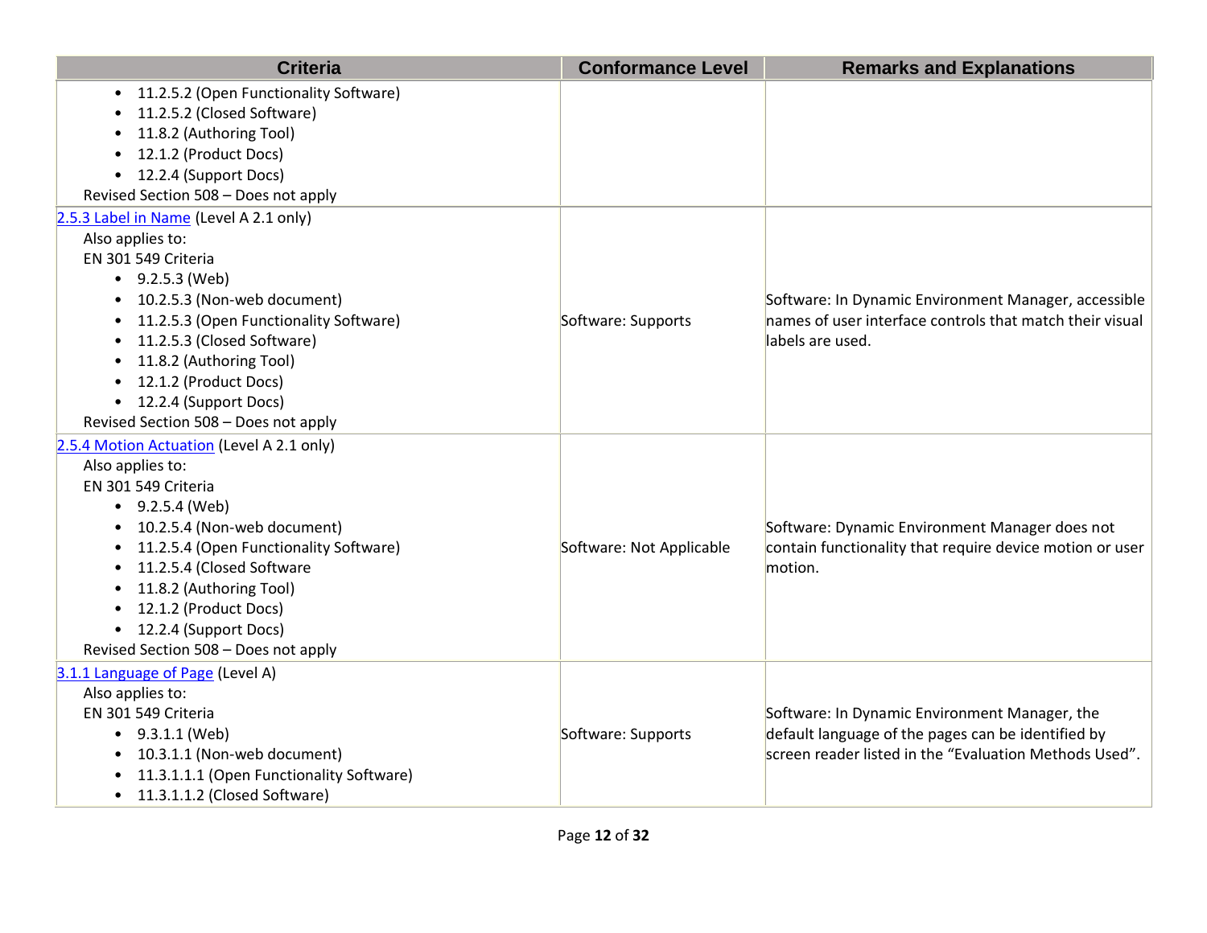| Criteria | Conformance Level | Remarks and Explanations |
| --- | --- | --- |
| • 11.2.5.2 (Open Functionality Software)<br>• 11.2.5.2 (Closed Software)<br>• 11.8.2 (Authoring Tool)<br>• 12.1.2 (Product Docs)<br>• 12.2.4 (Support Docs)<br>Revised Section 508 – Does not apply | | |
| [2.5.3 Label in Name](#) (Level A 2.1 only)<br>Also applies to:<br>EN 301 549 Criteria<br>• 9.2.5.3 (Web)<br>• 10.2.5.3 (Non-web document)<br>• 11.2.5.3 (Open Functionality Software)<br>• 11.2.5.3 (Closed Software)<br>• 11.8.2 (Authoring Tool)<br>• 12.1.2 (Product Docs)<br>• 12.2.4 (Support Docs)<br>Revised Section 508 – Does not apply | Software: Supports | Software: In Dynamic Environment Manager, accessible names of user interface controls that match their visual labels are used. |
| [2.5.4 Motion Actuation](#) (Level A 2.1 only)<br>Also applies to:<br>EN 301 549 Criteria<br>• 9.2.5.4 (Web)<br>• 10.2.5.4 (Non-web document)<br>• 11.2.5.4 (Open Functionality Software)<br>• 11.2.5.4 (Closed Software<br>• 11.8.2 (Authoring Tool)<br>• 12.1.2 (Product Docs)<br>• 12.2.4 (Support Docs)<br>Revised Section 508 – Does not apply | Software: Not Applicable | Software: Dynamic Environment Manager does not contain functionality that require device motion or user motion. |
| [3.1.1 Language of Page](#) (Level A)<br>Also applies to:<br>EN 301 549 Criteria<br>• 9.3.1.1 (Web)<br>• 10.3.1.1 (Non-web document)<br>• 11.3.1.1.1 (Open Functionality Software)<br>• 11.3.1.1.2 (Closed Software) | Software: Supports | Software: In Dynamic Environment Manager, the default language of the pages can be identified by screen reader listed in the “Evaluation Methods Used”. |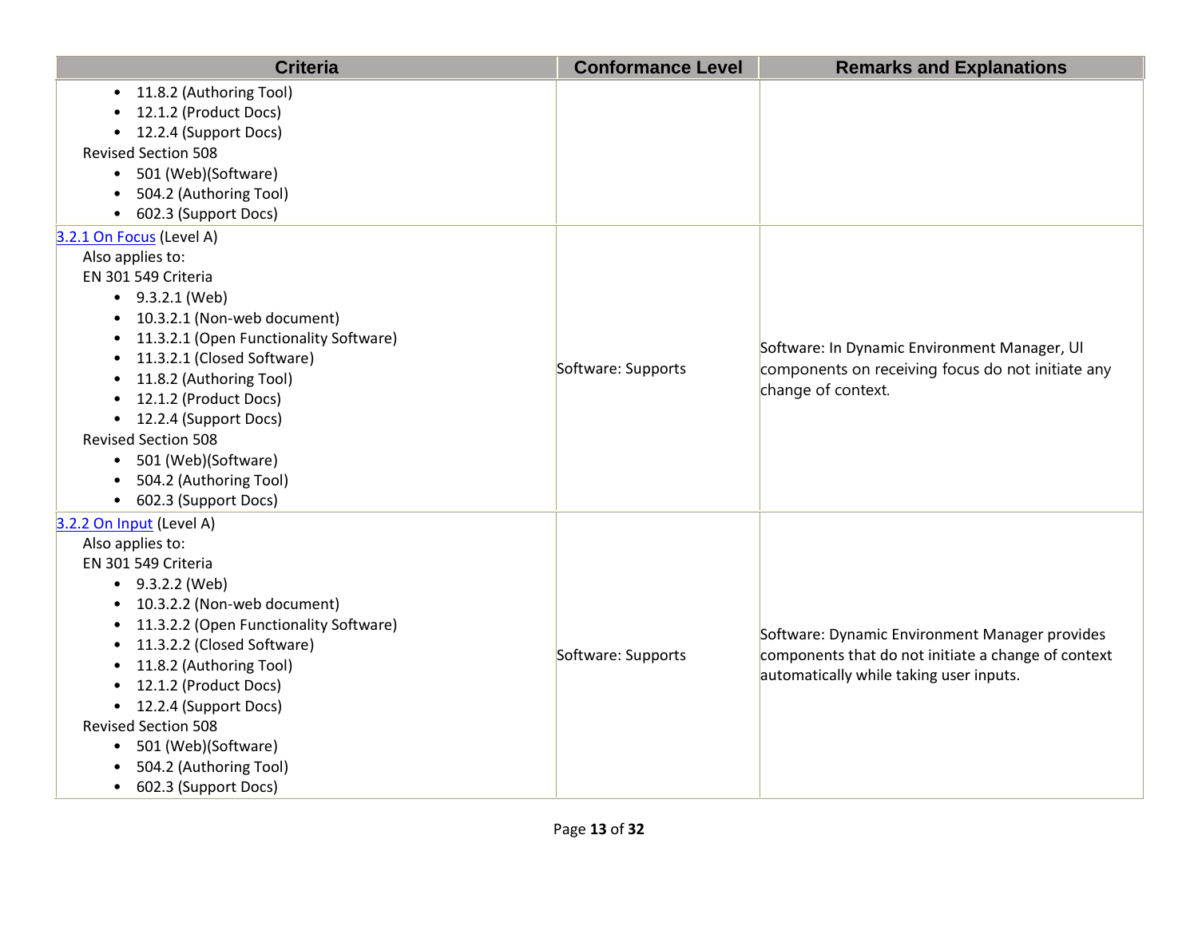| Criteria | Conformance Level | Remarks and Explanations |
| --- | --- | --- |
| • 11.8.2 (Authoring Tool)<br>• 12.1.2 (Product Docs)<br>• 12.2.4 (Support Docs)<br>Revised Section 508<br>• 501 (Web)(Software)<br>• 504.2 (Authoring Tool)<br>• 602.3 (Support Docs) | | |
| [3.2.1 On Focus](https://www.w3.org/TR/WCAG21/#on-focus) (Level A)<br>Also applies to:<br>EN 301 549 Criteria<br>• 9.3.2.1 (Web)<br>• 10.3.2.1 (Non-web document)<br>• 11.3.2.1 (Open Functionality Software)<br>• 11.3.2.1 (Closed Software)<br>• 11.8.2 (Authoring Tool)<br>• 12.1.2 (Product Docs)<br>• 12.2.4 (Support Docs)<br>Revised Section 508<br>• 501 (Web)(Software)<br>• 504.2 (Authoring Tool)<br>• 602.3 (Support Docs) | Software: Supports | Software: In Dynamic Environment Manager, UI components on receiving focus do not initiate any change of context. |
| [3.2.2 On Input](https://www.w3.org/TR/WCAG21/#on-input) (Level A)<br>Also applies to:<br>EN 301 549 Criteria<br>• 9.3.2.2 (Web)<br>• 10.3.2.2 (Non-web document)<br>• 11.3.2.2 (Open Functionality Software)<br>• 11.3.2.2 (Closed Software)<br>• 11.8.2 (Authoring Tool)<br>• 12.1.2 (Product Docs)<br>• 12.2.4 (Support Docs)<br>Revised Section 508<br>• 501 (Web)(Software)<br>• 504.2 (Authoring Tool)<br>• 602.3 (Support Docs) | Software: Supports | Software: Dynamic Environment Manager provides components that do not initiate a change of context automatically while taking user inputs. |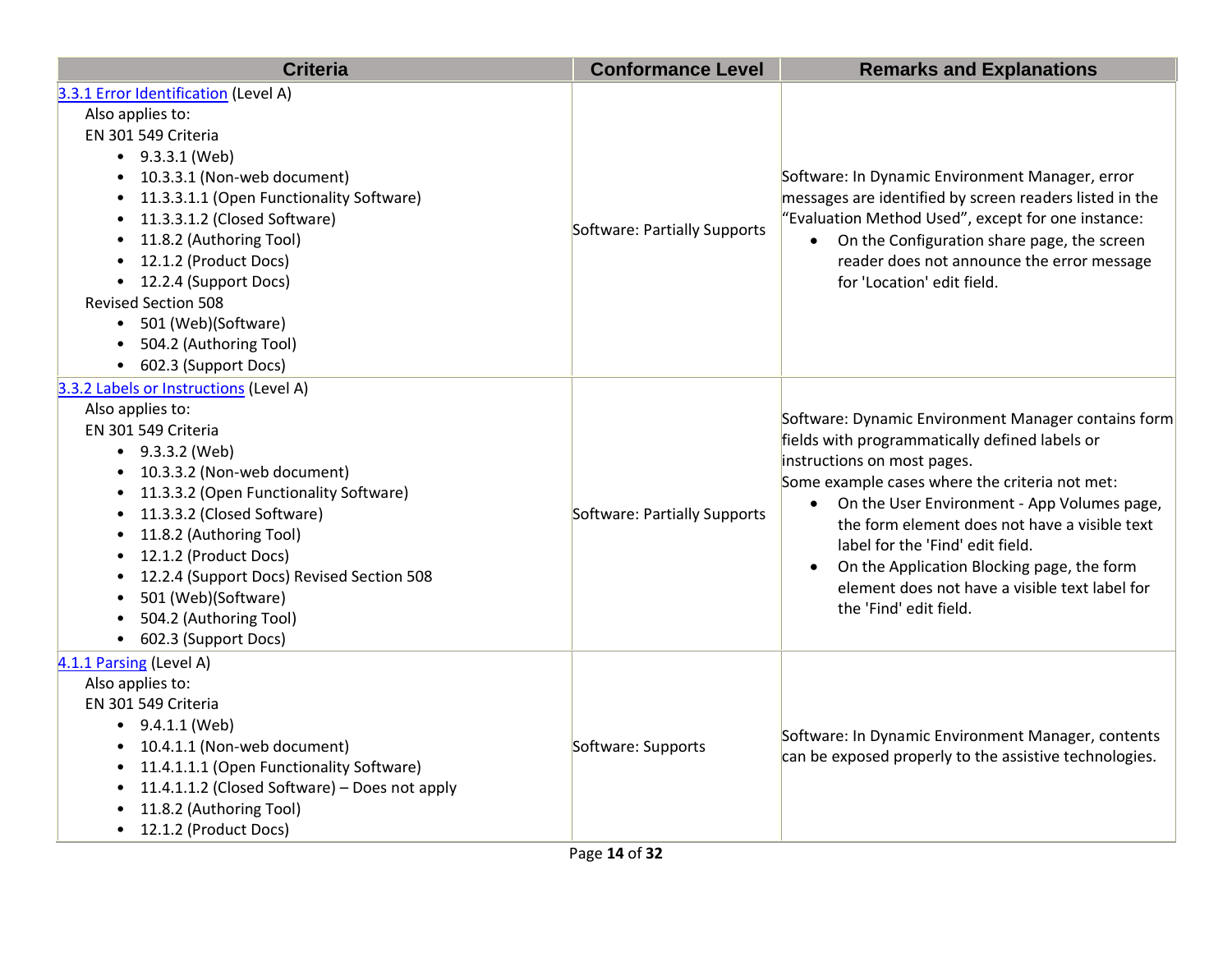| Criteria | Conformance Level | Remarks and Explanations |
|---|---|---|
| [3.3.1 Error Identification](#) (Level A)<br>Also applies to:<br>EN 301 549 Criteria<br>• 9.3.3.1 (Web)<br>• 10.3.3.1 (Non-web document)<br>• 11.3.3.1.1 (Open Functionality Software)<br>• 11.3.3.1.2 (Closed Software)<br>• 11.8.2 (Authoring Tool)<br>• 12.1.2 (Product Docs)<br>• 12.2.4 (Support Docs)<br>Revised Section 508<br>• 501 (Web)(Software)<br>• 504.2 (Authoring Tool)<br>• 602.3 (Support Docs) | Software: Partially Supports | Software: In Dynamic Environment Manager, error messages are identified by screen readers listed in the "Evaluation Method Used", except for one instance:<br>• On the Configuration share page, the screen reader does not announce the error message for 'Location' edit field. |
| [3.3.2 Labels or Instructions](#) (Level A)<br>Also applies to:<br>EN 301 549 Criteria<br>• 9.3.3.2 (Web)<br>• 10.3.3.2 (Non-web document)<br>• 11.3.3.2 (Open Functionality Software)<br>• 11.3.3.2 (Closed Software)<br>• 11.8.2 (Authoring Tool)<br>• 12.1.2 (Product Docs)<br>• 12.2.4 (Support Docs) Revised Section 508<br>• 501 (Web)(Software)<br>• 504.2 (Authoring Tool)<br>• 602.3 (Support Docs) | Software: Partially Supports | Software: Dynamic Environment Manager contains form fields with programmatically defined labels or instructions on most pages.<br>Some example cases where the criteria not met:<br>• On the User Environment - App Volumes page, the form element does not have a visible text label for the 'Find' edit field.<br>• On the Application Blocking page, the form element does not have a visible text label for the 'Find' edit field. |
| [4.1.1 Parsing](#) (Level A)<br>Also applies to:<br>EN 301 549 Criteria<br>• 9.4.1.1 (Web)<br>• 10.4.1.1 (Non-web document)<br>• 11.4.1.1.1 (Open Functionality Software)<br>• 11.4.1.1.2 (Closed Software) – Does not apply<br>• 11.8.2 (Authoring Tool)<br>• 12.1.2 (Product Docs) | Software: Supports | Software: In Dynamic Environment Manager, contents can be exposed properly to the assistive technologies. |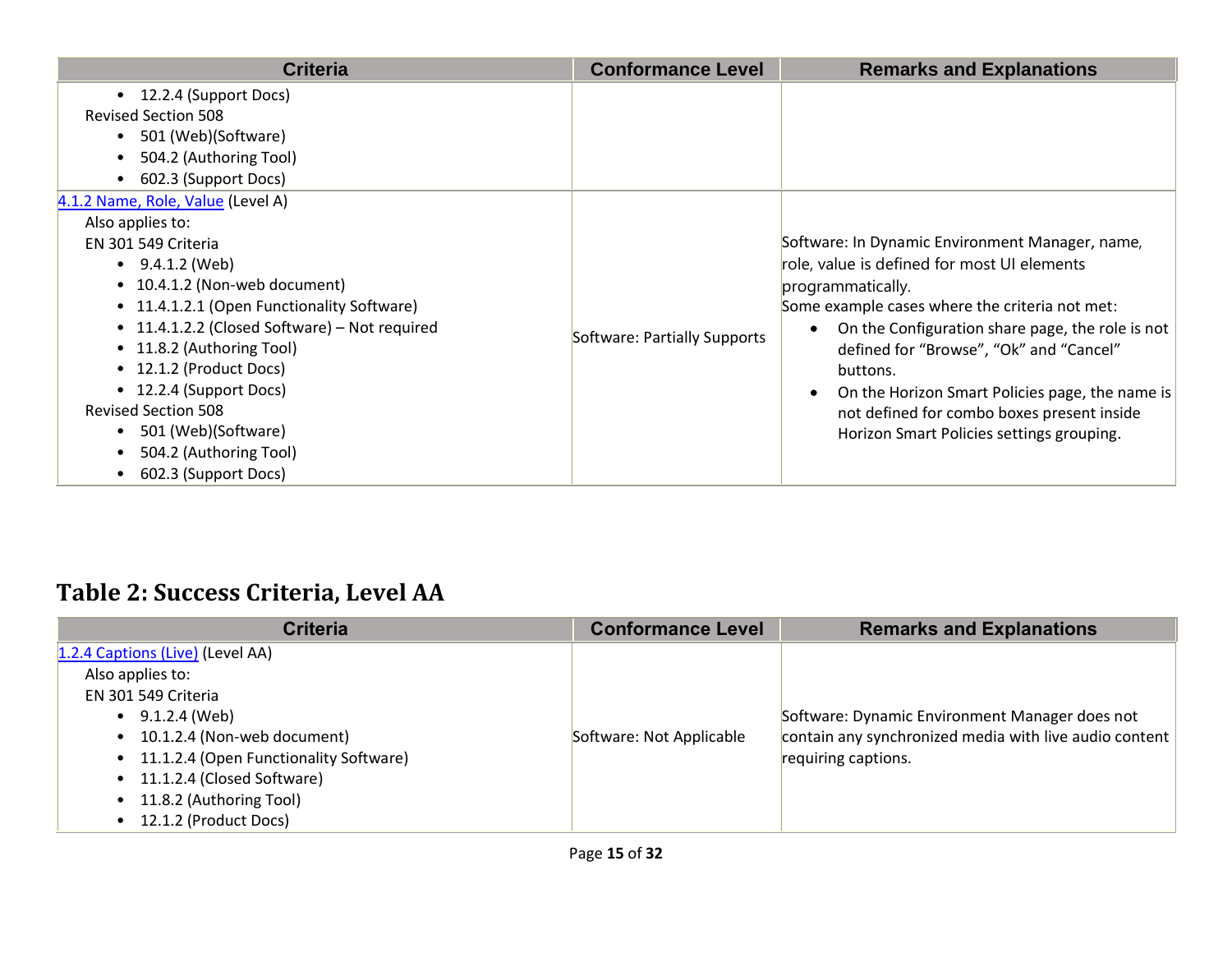| Criteria | Conformance Level | Remarks and Explanations |
|---|---|---|
| • 12.2.4 (Support Docs)<br>Revised Section 508<br>• 501 (Web)(Software)<br>• 504.2 (Authoring Tool)<br>• 602.3 (Support Docs) | | |
| [4.1.2 Name, Role, Value](#) (Level A)<br>Also applies to:<br>EN 301 549 Criteria<br>• 9.4.1.2 (Web)<br>• 10.4.1.2 (Non-web document)<br>• 11.4.1.2.1 (Open Functionality Software)<br>• 11.4.1.2.2 (Closed Software) – Not required<br>• 11.8.2 (Authoring Tool)<br>• 12.1.2 (Product Docs)<br>• 12.2.4 (Support Docs)<br>Revised Section 508<br>• 501 (Web)(Software)<br>• 504.2 (Authoring Tool)<br>• 602.3 (Support Docs) | Software: Partially Supports | Software: In Dynamic Environment Manager, name, role, value is defined for most UI elements programmatically.<br>Some example cases where the criteria not met:<br>• On the Configuration share page, the role is not defined for "Browse", "Ok" and "Cancel" buttons.<br>• On the Horizon Smart Policies page, the name is not defined for combo boxes present inside Horizon Smart Policies settings grouping. |

## Table 2: Success Criteria, Level AA

| Criteria | Conformance Level | Remarks and Explanations |
|---|---|---|
| [1.2.4 Captions (Live)](#) (Level AA)<br>Also applies to:<br>EN 301 549 Criteria<br>• 9.1.2.4 (Web)<br>• 10.1.2.4 (Non-web document)<br>• 11.1.2.4 (Open Functionality Software)<br>• 11.1.2.4 (Closed Software)<br>• 11.8.2 (Authoring Tool)<br>• 12.1.2 (Product Docs) | Software: Not Applicable | Software: Dynamic Environment Manager does not contain any synchronized media with live audio content requiring captions. |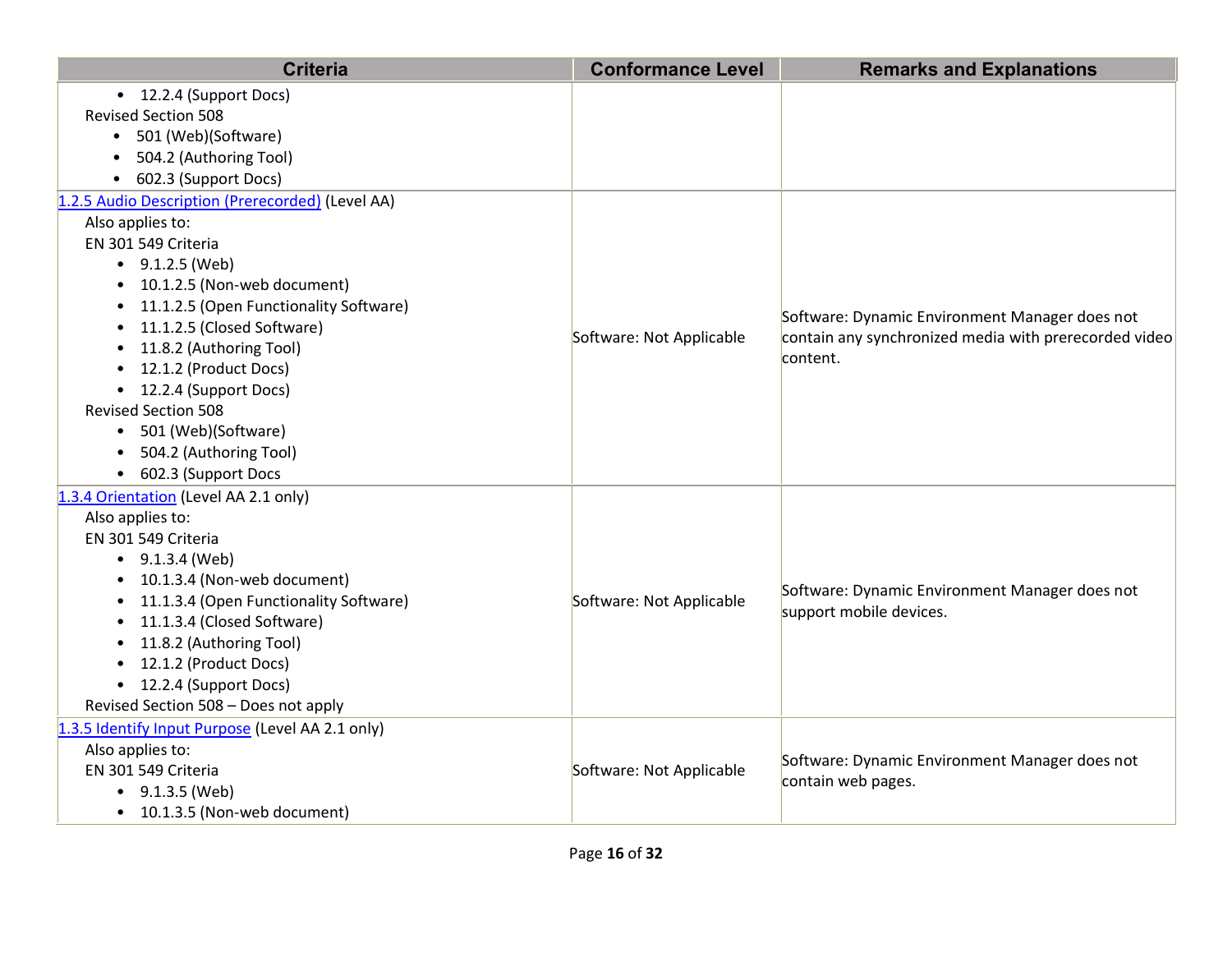| Criteria | Conformance Level | Remarks and Explanations |
|---|---|---|
| • 12.2.4 (Support Docs)<br>Revised Section 508<br>• 501 (Web)(Software)<br>• 504.2 (Authoring Tool)<br>• 602.3 (Support Docs) | | |
| [1.2.5 Audio Description (Prerecorded)]() (Level AA)<br>Also applies to:<br>EN 301 549 Criteria<br>• 9.1.2.5 (Web)<br>• 10.1.2.5 (Non-web document)<br>• 11.1.2.5 (Open Functionality Software)<br>• 11.1.2.5 (Closed Software)<br>• 11.8.2 (Authoring Tool)<br>• 12.1.2 (Product Docs)<br>• 12.2.4 (Support Docs)<br>Revised Section 508<br>• 501 (Web)(Software)<br>• 504.2 (Authoring Tool)<br>• 602.3 (Support Docs | Software: Not Applicable | Software: Dynamic Environment Manager does not contain any synchronized media with prerecorded video content. |
| [1.3.4 Orientation]() (Level AA 2.1 only)<br>Also applies to:<br>EN 301 549 Criteria<br>• 9.1.3.4 (Web)<br>• 10.1.3.4 (Non-web document)<br>• 11.1.3.4 (Open Functionality Software)<br>• 11.1.3.4 (Closed Software)<br>• 11.8.2 (Authoring Tool)<br>• 12.1.2 (Product Docs)<br>• 12.2.4 (Support Docs)<br>Revised Section 508 – Does not apply | Software: Not Applicable | Software: Dynamic Environment Manager does not support mobile devices. |
| [1.3.5 Identify Input Purpose]() (Level AA 2.1 only)<br>Also applies to:<br>EN 301 549 Criteria<br>• 9.1.3.5 (Web)<br>• 10.1.3.5 (Non-web document) | Software: Not Applicable | Software: Dynamic Environment Manager does not contain web pages. |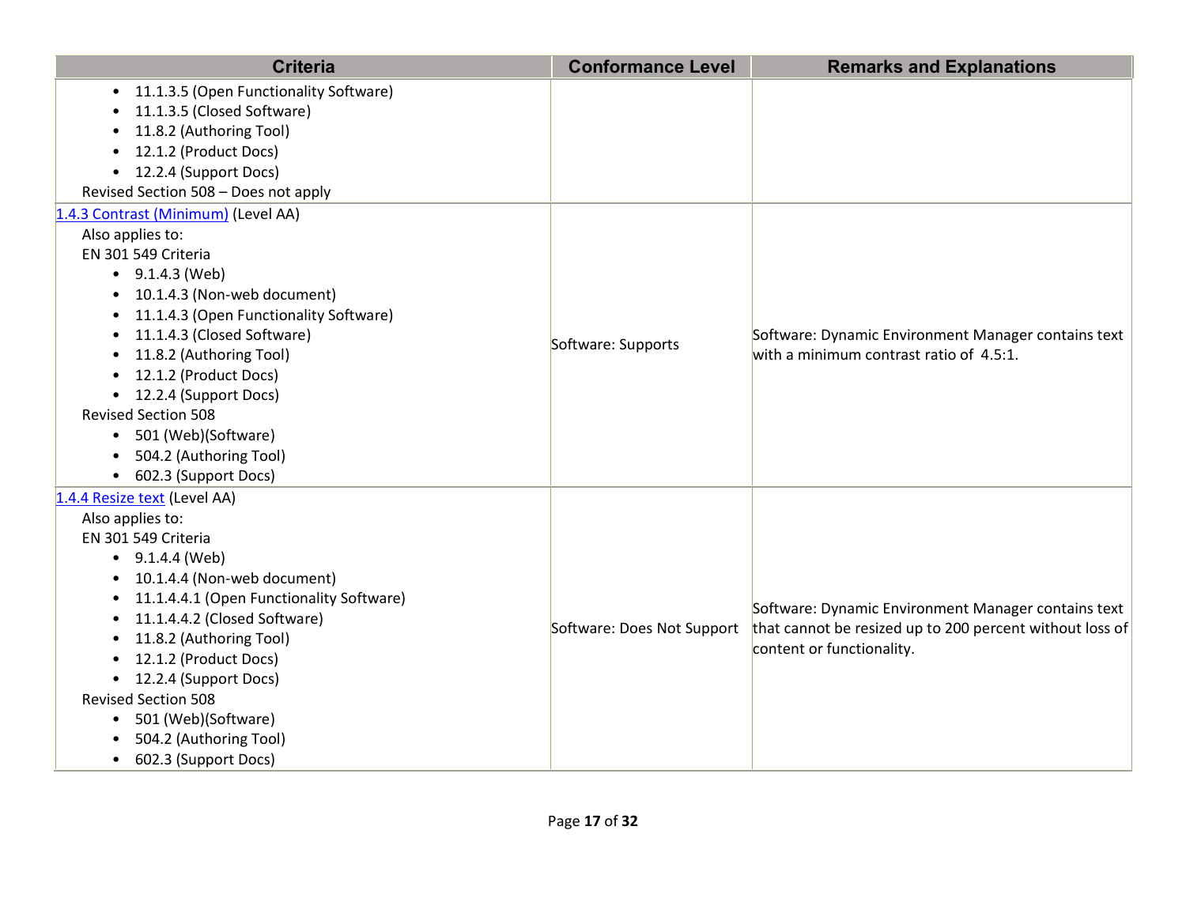| Criteria | Conformance Level | Remarks and Explanations |
|---|---|---|
| • 11.1.3.5 (Open Functionality Software)<br>• 11.1.3.5 (Closed Software)<br>• 11.8.2 (Authoring Tool)<br>• 12.1.2 (Product Docs)<br>• 12.2.4 (Support Docs)<br>Revised Section 508 – Does not apply | | |
| [1.4.3 Contrast (Minimum)](#) (Level AA)<br>Also applies to:<br>EN 301 549 Criteria<br>• 9.1.4.3 (Web)<br>• 10.1.4.3 (Non-web document)<br>• 11.1.4.3 (Open Functionality Software)<br>• 11.1.4.3 (Closed Software)<br>• 11.8.2 (Authoring Tool)<br>• 12.1.2 (Product Docs)<br>• 12.2.4 (Support Docs)<br>Revised Section 508<br>• 501 (Web)(Software)<br>• 504.2 (Authoring Tool)<br>• 602.3 (Support Docs) | Software: Supports | Software: Dynamic Environment Manager contains text with a minimum contrast ratio of 4.5:1. |
| [1.4.4 Resize text](#) (Level AA)<br>Also applies to:<br>EN 301 549 Criteria<br>• 9.1.4.4 (Web)<br>• 10.1.4.4 (Non-web document)<br>• 11.1.4.4.1 (Open Functionality Software)<br>• 11.1.4.4.2 (Closed Software)<br>• 11.8.2 (Authoring Tool)<br>• 12.1.2 (Product Docs)<br>• 12.2.4 (Support Docs)<br>Revised Section 508<br>• 501 (Web)(Software)<br>• 504.2 (Authoring Tool)<br>• 602.3 (Support Docs) | Software: Does Not Support | Software: Dynamic Environment Manager contains text that cannot be resized up to 200 percent without loss of content or functionality. |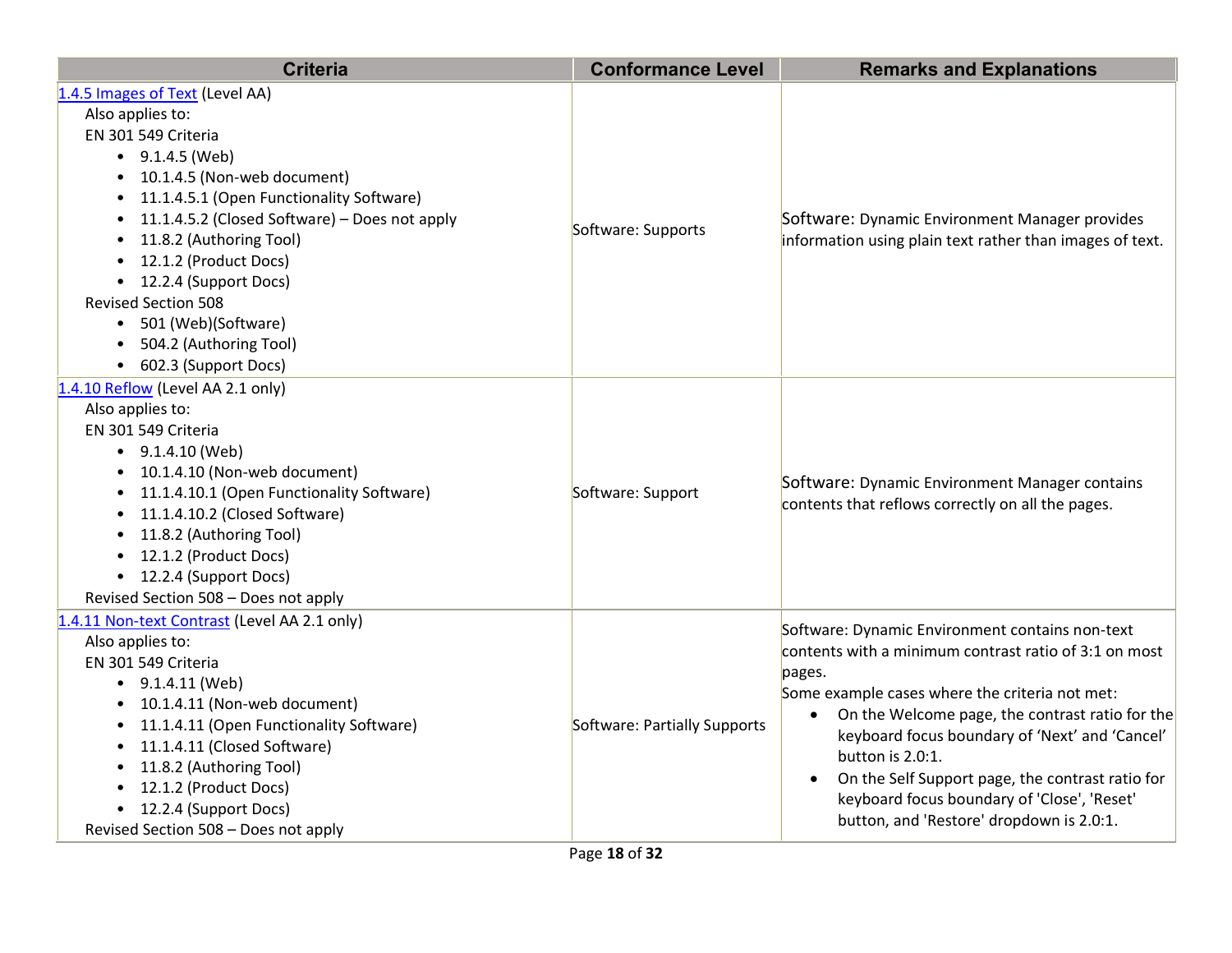| Criteria | Conformance Level | Remarks and Explanations |
|---|---|---|
| [1.4.5 Images of Text](#) (Level AA)<br>Also applies to:<br>EN 301 549 Criteria<br>• 9.1.4.5 (Web)<br>• 10.1.4.5 (Non-web document)<br>• 11.1.4.5.1 (Open Functionality Software)<br>• 11.1.4.5.2 (Closed Software) – Does not apply<br>• 11.8.2 (Authoring Tool)<br>• 12.1.2 (Product Docs)<br>• 12.2.4 (Support Docs)<br>Revised Section 508<br>• 501 (Web)(Software)<br>• 504.2 (Authoring Tool)<br>• 602.3 (Support Docs) | Software: Supports | Software: Dynamic Environment Manager provides information using plain text rather than images of text. |
| [1.4.10 Reflow](#) (Level AA 2.1 only)<br>Also applies to:<br>EN 301 549 Criteria<br>• 9.1.4.10 (Web)<br>• 10.1.4.10 (Non-web document)<br>• 11.1.4.10.1 (Open Functionality Software)<br>• 11.1.4.10.2 (Closed Software)<br>• 11.8.2 (Authoring Tool)<br>• 12.1.2 (Product Docs)<br>• 12.2.4 (Support Docs)<br>Revised Section 508 – Does not apply | Software: Support | Software: Dynamic Environment Manager contains contents that reflows correctly on all the pages. |
| [1.4.11 Non-text Contrast](#) (Level AA 2.1 only)<br>Also applies to:<br>EN 301 549 Criteria<br>• 9.1.4.11 (Web)<br>• 10.1.4.11 (Non-web document)<br>• 11.1.4.11 (Open Functionality Software)<br>• 11.1.4.11 (Closed Software)<br>• 11.8.2 (Authoring Tool)<br>• 12.1.2 (Product Docs)<br>• 12.2.4 (Support Docs)<br>Revised Section 508 – Does not apply | Software: Partially Supports | Software: Dynamic Environment contains non-text contents with a minimum contrast ratio of 3:1 on most pages.<br>Some example cases where the criteria not met:<br>• On the Welcome page, the contrast ratio for the keyboard focus boundary of 'Next' and 'Cancel' button is 2.0:1.<br>• On the Self Support page, the contrast ratio for keyboard focus boundary of 'Close', 'Reset' button, and 'Restore' dropdown is 2.0:1. |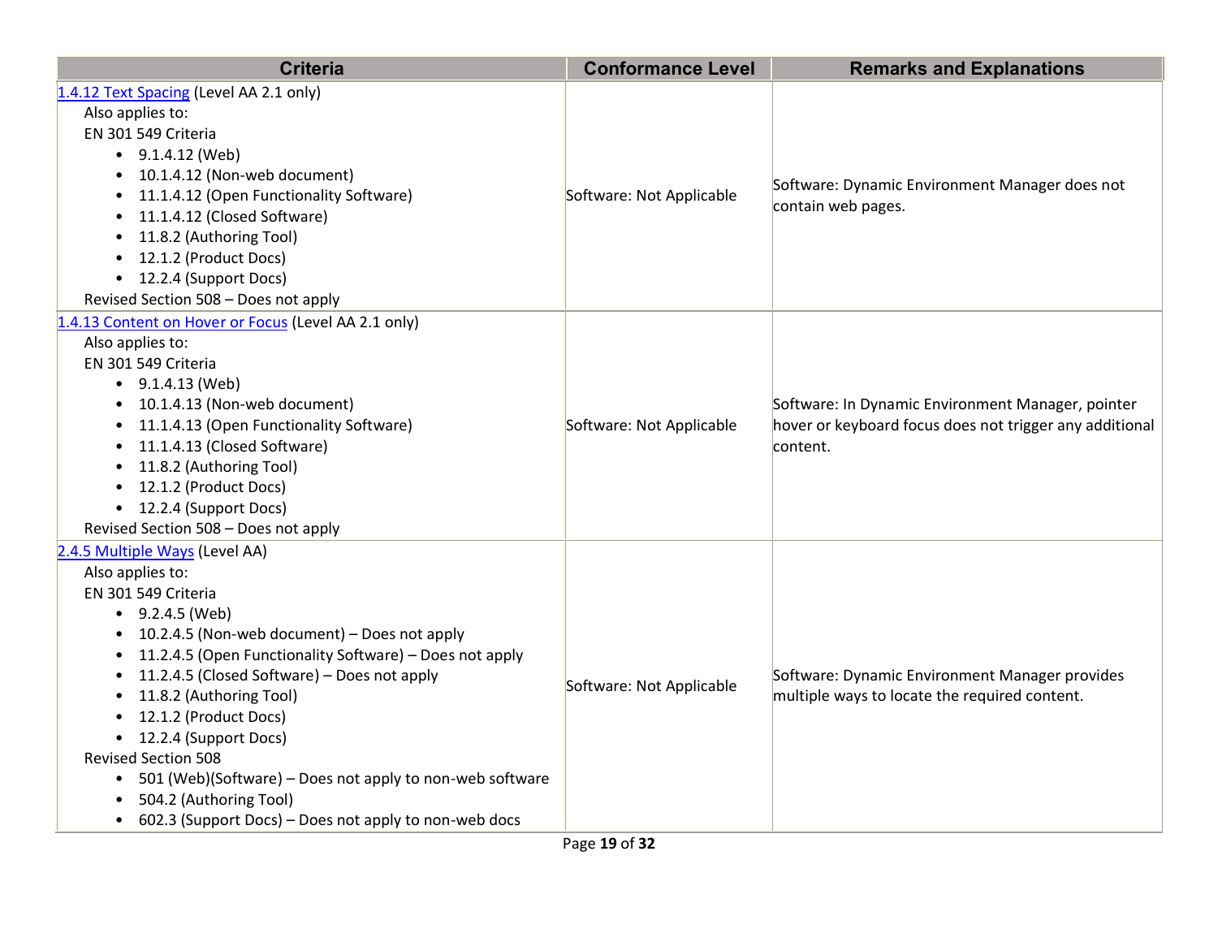| Criteria | Conformance Level | Remarks and Explanations |
| --- | --- | --- |
| [1.4.12 Text Spacing]() (Level AA 2.1 only)<br>Also applies to:<br>EN 301 549 Criteria<br>• 9.1.4.12 (Web)<br>• 10.1.4.12 (Non-web document)<br>• 11.1.4.12 (Open Functionality Software)<br>• 11.1.4.12 (Closed Software)<br>• 11.8.2 (Authoring Tool)<br>• 12.1.2 (Product Docs)<br>• 12.2.4 (Support Docs)<br>Revised Section 508 – Does not apply | Software: Not Applicable | Software: Dynamic Environment Manager does not contain web pages. |
| [1.4.13 Content on Hover or Focus]() (Level AA 2.1 only)<br>Also applies to:<br>EN 301 549 Criteria<br>• 9.1.4.13 (Web)<br>• 10.1.4.13 (Non-web document)<br>• 11.1.4.13 (Open Functionality Software)<br>• 11.1.4.13 (Closed Software)<br>• 11.8.2 (Authoring Tool)<br>• 12.1.2 (Product Docs)<br>• 12.2.4 (Support Docs)<br>Revised Section 508 – Does not apply | Software: Not Applicable | Software: In Dynamic Environment Manager, pointer hover or keyboard focus does not trigger any additional content. |
| [2.4.5 Multiple Ways]() (Level AA)<br>Also applies to:<br>EN 301 549 Criteria<br>• 9.2.4.5 (Web)<br>• 10.2.4.5 (Non-web document) – Does not apply<br>• 11.2.4.5 (Open Functionality Software) – Does not apply<br>• 11.2.4.5 (Closed Software) – Does not apply<br>• 11.8.2 (Authoring Tool)<br>• 12.1.2 (Product Docs)<br>• 12.2.4 (Support Docs)<br>Revised Section 508<br>• 501 (Web)(Software) – Does not apply to non-web software<br>• 504.2 (Authoring Tool)<br>• 602.3 (Support Docs) – Does not apply to non-web docs | Software: Not Applicable | Software: Dynamic Environment Manager provides multiple ways to locate the required content. |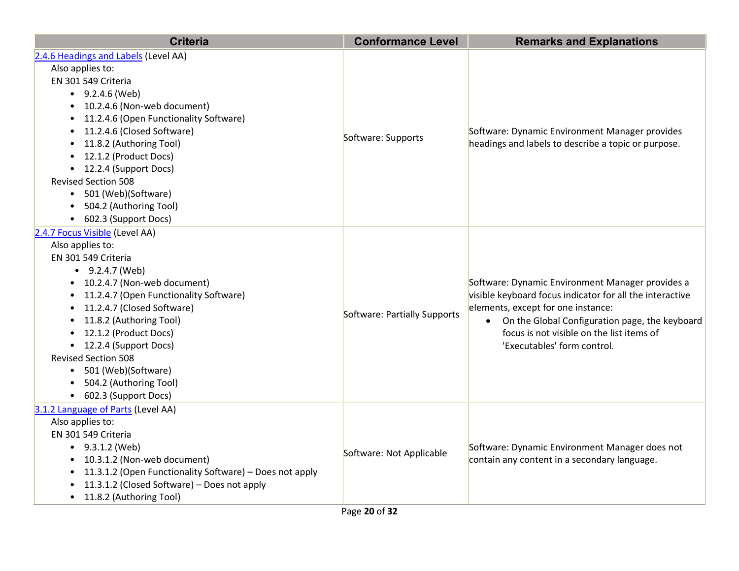| Criteria | Conformance Level | Remarks and Explanations |
| --- | --- | --- |
| [2.4.6 Headings and Labels](#) (Level AA)<br>Also applies to:<br>EN 301 549 Criteria<br>• 9.2.4.6 (Web)<br>• 10.2.4.6 (Non-web document)<br>• 11.2.4.6 (Open Functionality Software)<br>• 11.2.4.6 (Closed Software)<br>• 11.8.2 (Authoring Tool)<br>• 12.1.2 (Product Docs)<br>• 12.2.4 (Support Docs)<br>Revised Section 508<br>• 501 (Web)(Software)<br>• 504.2 (Authoring Tool)<br>• 602.3 (Support Docs) | Software: Supports | Software: Dynamic Environment Manager provides headings and labels to describe a topic or purpose. |
| [2.4.7 Focus Visible](#) (Level AA)<br>Also applies to:<br>EN 301 549 Criteria<br>• 9.2.4.7 (Web)<br>• 10.2.4.7 (Non-web document)<br>• 11.2.4.7 (Open Functionality Software)<br>• 11.2.4.7 (Closed Software)<br>• 11.8.2 (Authoring Tool)<br>• 12.1.2 (Product Docs)<br>• 12.2.4 (Support Docs)<br>Revised Section 508<br>• 501 (Web)(Software)<br>• 504.2 (Authoring Tool)<br>• 602.3 (Support Docs) | Software: Partially Supports | Software: Dynamic Environment Manager provides a visible keyboard focus indicator for all the interactive elements, except for one instance:<br>• On the Global Configuration page, the keyboard focus is not visible on the list items of 'Executables' form control. |
| [3.1.2 Language of Parts](#) (Level AA)<br>Also applies to:<br>EN 301 549 Criteria<br>• 9.3.1.2 (Web)<br>• 10.3.1.2 (Non-web document)<br>• 11.3.1.2 (Open Functionality Software) – Does not apply<br>• 11.3.1.2 (Closed Software) – Does not apply<br>• 11.8.2 (Authoring Tool) | Software: Not Applicable | Software: Dynamic Environment Manager does not contain any content in a secondary language. |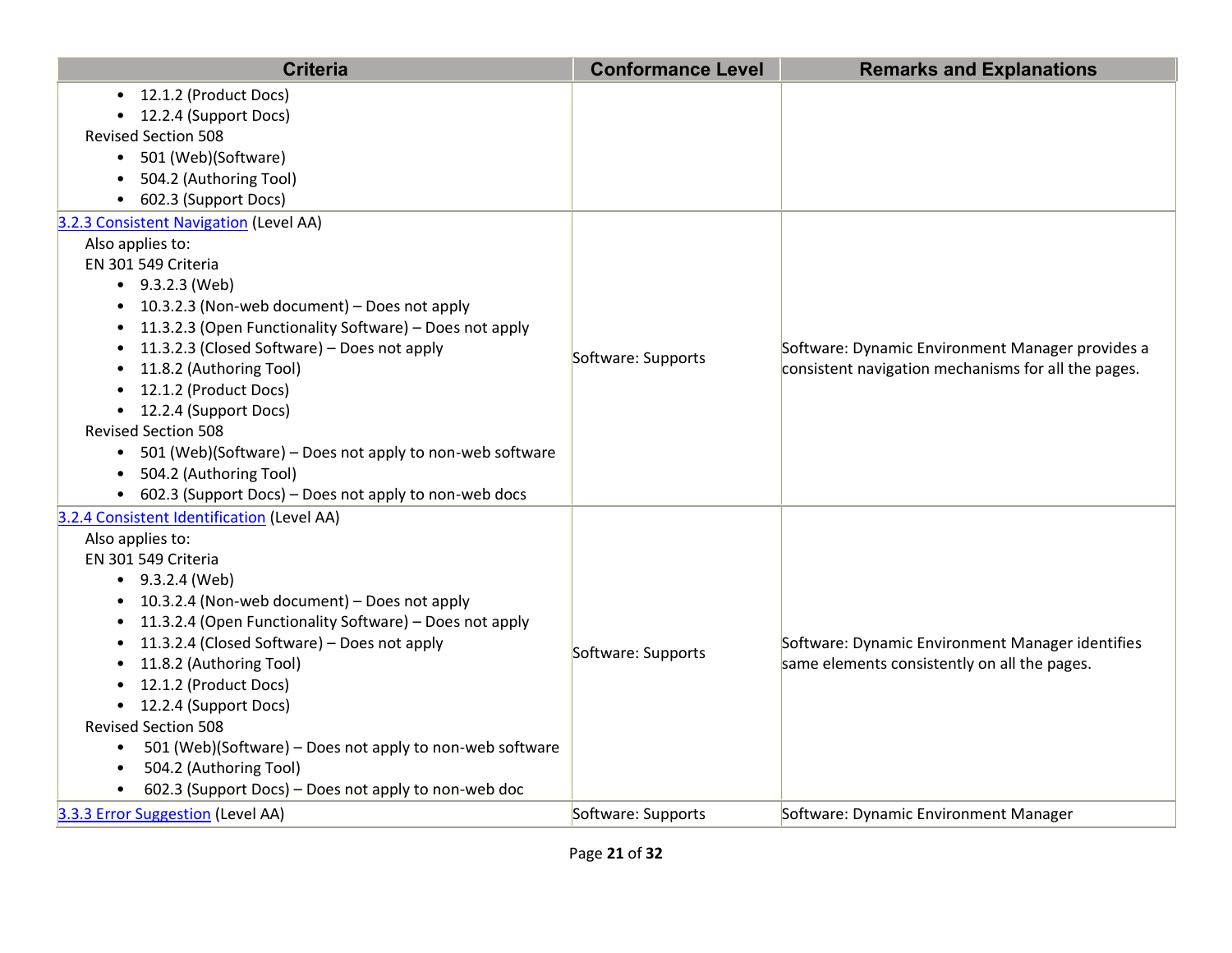| Criteria | Conformance Level | Remarks and Explanations |
|---|---|---|
| • 12.1.2 (Product Docs)<br>• 12.2.4 (Support Docs)<br>Revised Section 508<br>• 501 (Web)(Software)<br>• 504.2 (Authoring Tool)<br>• 602.3 (Support Docs) | | |
| [3.2.3 Consistent Navigation](#) (Level AA)<br>Also applies to:<br>EN 301 549 Criteria<br>• 9.3.2.3 (Web)<br>• 10.3.2.3 (Non-web document) – Does not apply<br>• 11.3.2.3 (Open Functionality Software) – Does not apply<br>• 11.3.2.3 (Closed Software) – Does not apply<br>• 11.8.2 (Authoring Tool)<br>• 12.1.2 (Product Docs)<br>• 12.2.4 (Support Docs)<br>Revised Section 508<br>• 501 (Web)(Software) – Does not apply to non-web software<br>• 504.2 (Authoring Tool)<br>• 602.3 (Support Docs) – Does not apply to non-web docs | Software: Supports | Software: Dynamic Environment Manager provides a consistent navigation mechanisms for all the pages. |
| [3.2.4 Consistent Identification](#) (Level AA)<br>Also applies to:<br>EN 301 549 Criteria<br>• 9.3.2.4 (Web)<br>• 10.3.2.4 (Non-web document) – Does not apply<br>• 11.3.2.4 (Open Functionality Software) – Does not apply<br>• 11.3.2.4 (Closed Software) – Does not apply<br>• 11.8.2 (Authoring Tool)<br>• 12.1.2 (Product Docs)<br>• 12.2.4 (Support Docs)<br>Revised Section 508<br>• 501 (Web)(Software) – Does not apply to non-web software<br>• 504.2 (Authoring Tool)<br>• 602.3 (Support Docs) – Does not apply to non-web doc | Software: Supports | Software: Dynamic Environment Manager identifies same elements consistently on all the pages. |
| [3.3.3 Error Suggestion](#) (Level AA) | Software: Supports | Software: Dynamic Environment Manager |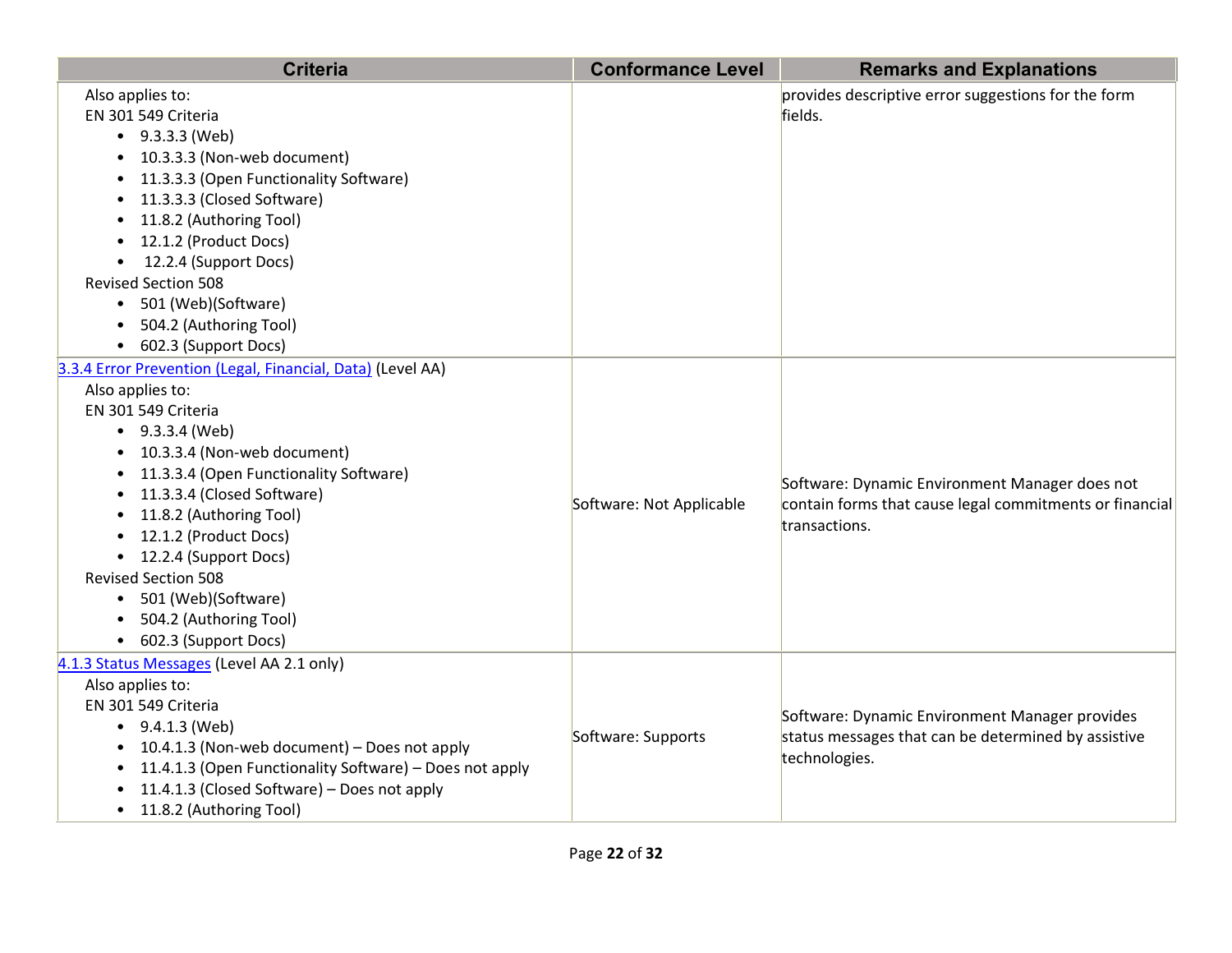| Criteria | Conformance Level | Remarks and Explanations |
| --- | --- | --- |
| Also applies to:<br>EN 301 549 Criteria<br>• 9.3.3.3 (Web)<br>• 10.3.3.3 (Non-web document)<br>• 11.3.3.3 (Open Functionality Software)<br>• 11.3.3.3 (Closed Software)<br>• 11.8.2 (Authoring Tool)<br>• 12.1.2 (Product Docs)<br>• 12.2.4 (Support Docs)<br>Revised Section 508<br>• 501 (Web)(Software)<br>• 504.2 (Authoring Tool)<br>• 602.3 (Support Docs) | | provides descriptive error suggestions for the form fields. |
| [3.3.4 Error Prevention (Legal, Financial, Data)]() (Level AA)<br>Also applies to:<br>EN 301 549 Criteria<br>• 9.3.3.4 (Web)<br>• 10.3.3.4 (Non-web document)<br>• 11.3.3.4 (Open Functionality Software)<br>• 11.3.3.4 (Closed Software)<br>• 11.8.2 (Authoring Tool)<br>• 12.1.2 (Product Docs)<br>• 12.2.4 (Support Docs)<br>Revised Section 508<br>• 501 (Web)(Software)<br>• 504.2 (Authoring Tool)<br>• 602.3 (Support Docs) | Software: Not Applicable | Software: Dynamic Environment Manager does not contain forms that cause legal commitments or financial transactions. |
| [4.1.3 Status Messages]() (Level AA 2.1 only)<br>Also applies to:<br>EN 301 549 Criteria<br>• 9.4.1.3 (Web)<br>• 10.4.1.3 (Non-web document) – Does not apply<br>• 11.4.1.3 (Open Functionality Software) – Does not apply<br>• 11.4.1.3 (Closed Software) – Does not apply<br>• 11.8.2 (Authoring Tool) | Software: Supports | Software: Dynamic Environment Manager provides status messages that can be determined by assistive technologies. |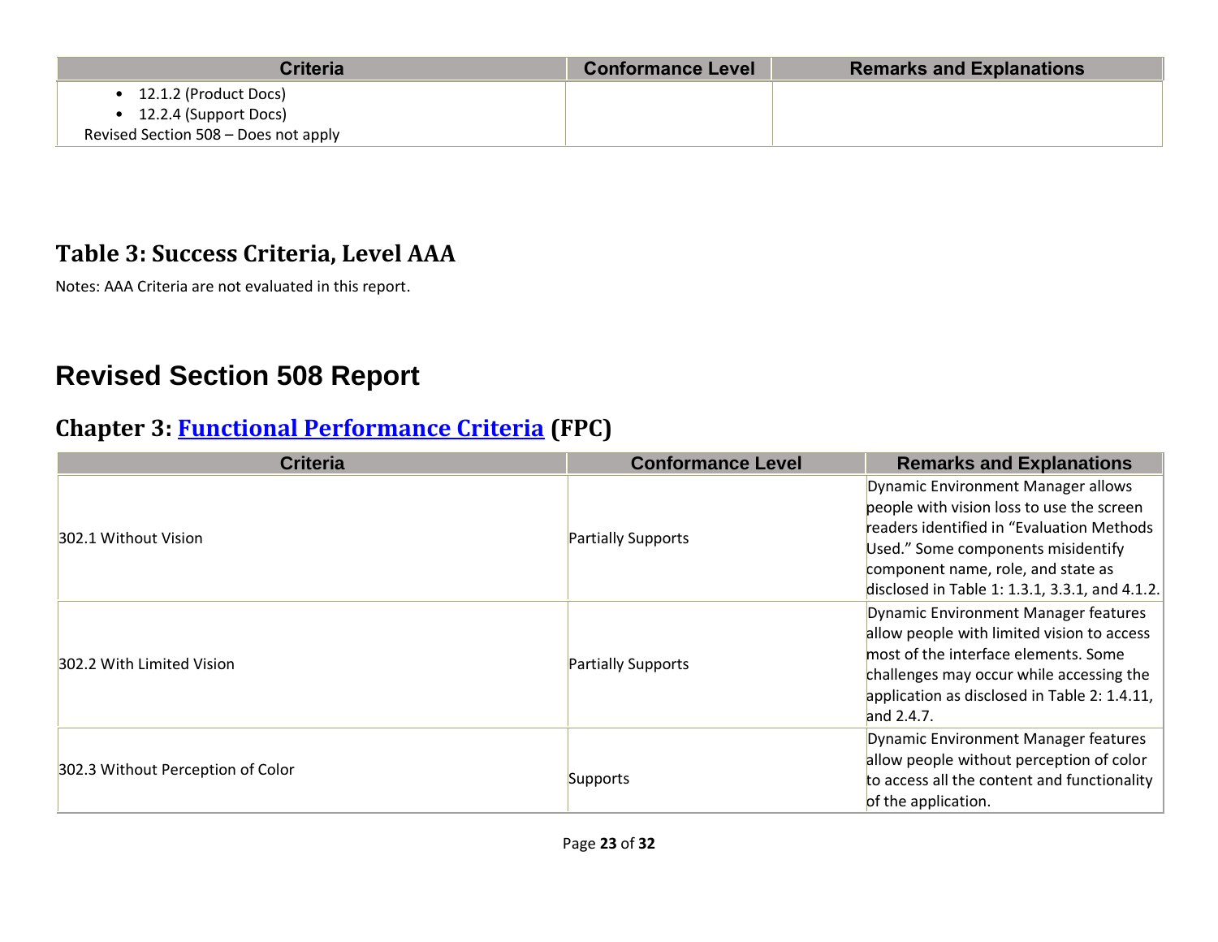| Criteria | Conformance Level | Remarks and Explanations |
|---|---|---|
| • 12.1.2 (Product Docs)<br>• 12.2.4 (Support Docs)<br>Revised Section 508 – Does not apply | | |

## Table 3: Success Criteria, Level AAA

Notes: AAA Criteria are not evaluated in this report.

# Revised Section 508 Report

## Chapter 3: [Functional Performance Criteria](#) (FPC)

| Criteria | Conformance Level | Remarks and Explanations |
|---|---|---|
| 302.1 Without Vision | Partially Supports | Dynamic Environment Manager allows people with vision loss to use the screen readers identified in “Evaluation Methods Used.” Some components misidentify component name, role, and state as disclosed in Table 1: 1.3.1, 3.3.1, and 4.1.2. |
| 302.2 With Limited Vision | Partially Supports | Dynamic Environment Manager features allow people with limited vision to access most of the interface elements. Some challenges may occur while accessing the application as disclosed in Table 2: 1.4.11, and 2.4.7. |
| 302.3 Without Perception of Color | Supports | Dynamic Environment Manager features allow people without perception of color to access all the content and functionality of the application. |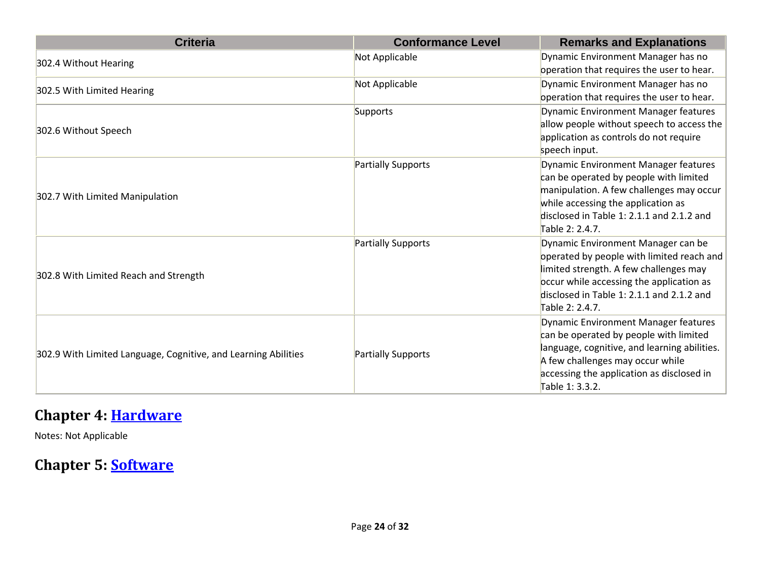| Criteria | Conformance Level | Remarks and Explanations |
|---|---|---|
| 302.4 Without Hearing | Not Applicable | Dynamic Environment Manager has no operation that requires the user to hear. |
| 302.5 With Limited Hearing | Not Applicable | Dynamic Environment Manager has no operation that requires the user to hear. |
| 302.6 Without Speech | Supports | Dynamic Environment Manager features allow people without speech to access the application as controls do not require speech input. |
| 302.7 With Limited Manipulation | Partially Supports | Dynamic Environment Manager features can be operated by people with limited manipulation. A few challenges may occur while accessing the application as disclosed in Table 1: 2.1.1 and 2.1.2 and Table 2: 2.4.7. |
| 302.8 With Limited Reach and Strength | Partially Supports | Dynamic Environment Manager can be operated by people with limited reach and limited strength. A few challenges may occur while accessing the application as disclosed in Table 1: 2.1.1 and 2.1.2 and Table 2: 2.4.7. |
| 302.9 With Limited Language, Cognitive, and Learning Abilities | Partially Supports | Dynamic Environment Manager features can be operated by people with limited language, cognitive, and learning abilities. A few challenges may occur while accessing the application as disclosed in Table 1: 3.3.2. |

## Chapter 4: [Hardware]

Notes: Not Applicable

## Chapter 5: [Software]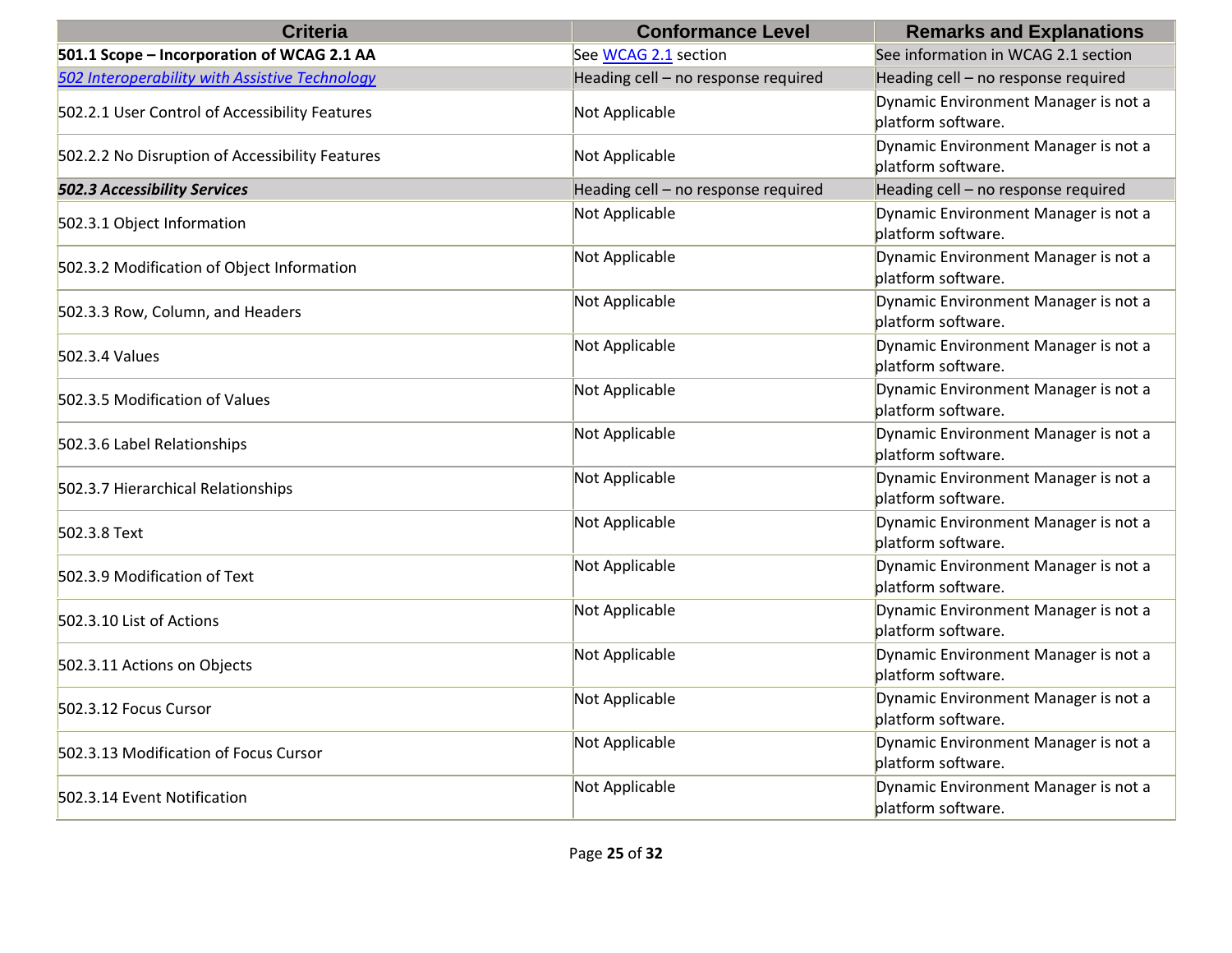| Criteria | Conformance Level | Remarks and Explanations |
|---|---|---|
| **501.1 Scope – Incorporation of WCAG 2.1 AA** | See WCAG 2.1 section | See information in WCAG 2.1 section |
| *502 Interoperability with Assistive Technology* | Heading cell – no response required | Heading cell – no response required |
| 502.2.1 User Control of Accessibility Features | Not Applicable | Dynamic Environment Manager is not a platform software. |
| 502.2.2 No Disruption of Accessibility Features | Not Applicable | Dynamic Environment Manager is not a platform software. |
| ***502.3 Accessibility Services*** | Heading cell – no response required | Heading cell – no response required |
| 502.3.1 Object Information | Not Applicable | Dynamic Environment Manager is not a platform software. |
| 502.3.2 Modification of Object Information | Not Applicable | Dynamic Environment Manager is not a platform software. |
| 502.3.3 Row, Column, and Headers | Not Applicable | Dynamic Environment Manager is not a platform software. |
| 502.3.4 Values | Not Applicable | Dynamic Environment Manager is not a platform software. |
| 502.3.5 Modification of Values | Not Applicable | Dynamic Environment Manager is not a platform software. |
| 502.3.6 Label Relationships | Not Applicable | Dynamic Environment Manager is not a platform software. |
| 502.3.7 Hierarchical Relationships | Not Applicable | Dynamic Environment Manager is not a platform software. |
| 502.3.8 Text | Not Applicable | Dynamic Environment Manager is not a platform software. |
| 502.3.9 Modification of Text | Not Applicable | Dynamic Environment Manager is not a platform software. |
| 502.3.10 List of Actions | Not Applicable | Dynamic Environment Manager is not a platform software. |
| 502.3.11 Actions on Objects | Not Applicable | Dynamic Environment Manager is not a platform software. |
| 502.3.12 Focus Cursor | Not Applicable | Dynamic Environment Manager is not a platform software. |
| 502.3.13 Modification of Focus Cursor | Not Applicable | Dynamic Environment Manager is not a platform software. |
| 502.3.14 Event Notification | Not Applicable | Dynamic Environment Manager is not a platform software. |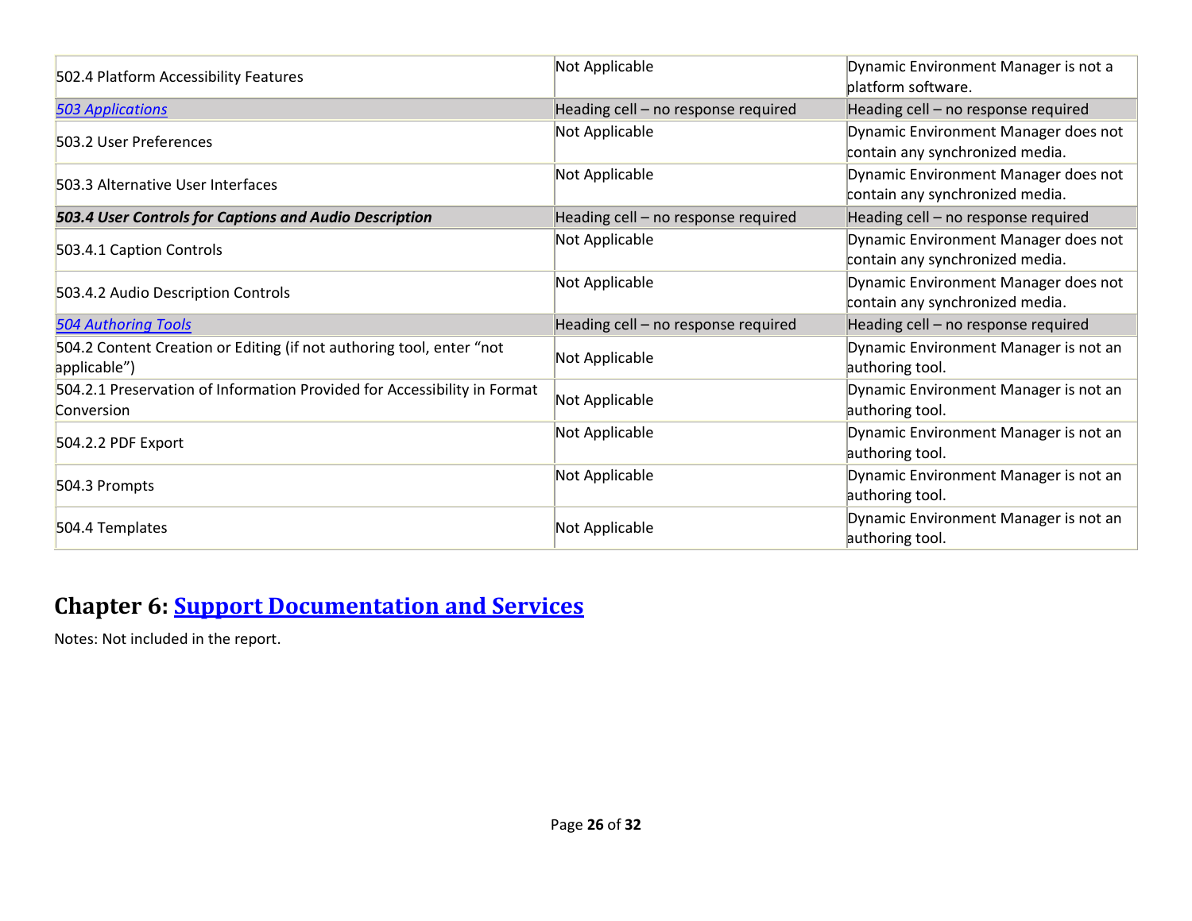| | | |
|---|---|---|
| 502.4 Platform Accessibility Features | Not Applicable | Dynamic Environment Manager is not a platform software. |
| *503 Applications* | Heading cell – no response required | Heading cell – no response required |
| 503.2 User Preferences | Not Applicable | Dynamic Environment Manager does not contain any synchronized media. |
| 503.3 Alternative User Interfaces | Not Applicable | Dynamic Environment Manager does not contain any synchronized media. |
| ***503.4 User Controls for Captions and Audio Description*** | Heading cell – no response required | Heading cell – no response required |
| 503.4.1 Caption Controls | Not Applicable | Dynamic Environment Manager does not contain any synchronized media. |
| 503.4.2 Audio Description Controls | Not Applicable | Dynamic Environment Manager does not contain any synchronized media. |
| *504 Authoring Tools* | Heading cell – no response required | Heading cell – no response required |
| 504.2 Content Creation or Editing (if not authoring tool, enter "not applicable") | Not Applicable | Dynamic Environment Manager is not an authoring tool. |
| 504.2.1 Preservation of Information Provided for Accessibility in Format Conversion | Not Applicable | Dynamic Environment Manager is not an authoring tool. |
| 504.2.2 PDF Export | Not Applicable | Dynamic Environment Manager is not an authoring tool. |
| 504.3 Prompts | Not Applicable | Dynamic Environment Manager is not an authoring tool. |
| 504.4 Templates | Not Applicable | Dynamic Environment Manager is not an authoring tool. |

## Chapter 6: Support Documentation and Services

Notes: Not included in the report.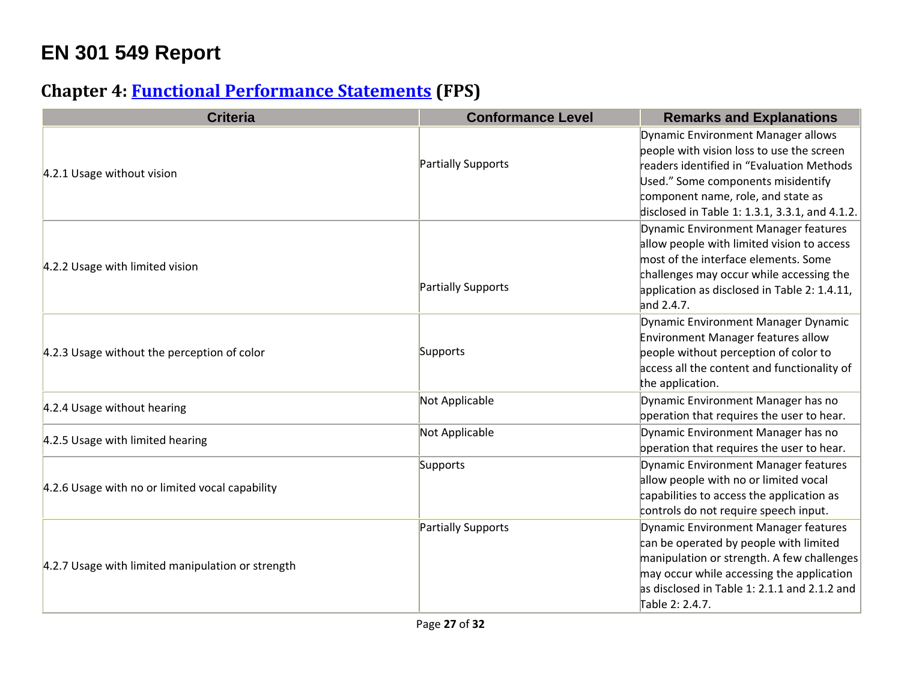# EN 301 549 Report

## Chapter 4: [Functional Performance Statements](#) (FPS)

| Criteria | Conformance Level | Remarks and Explanations |
|---|---|---|
| 4.2.1 Usage without vision | Partially Supports | Dynamic Environment Manager allows people with vision loss to use the screen readers identified in "Evaluation Methods Used." Some components misidentify component name, role, and state as disclosed in Table 1: 1.3.1, 3.3.1, and 4.1.2. |
| 4.2.2 Usage with limited vision | Partially Supports | Dynamic Environment Manager features allow people with limited vision to access most of the interface elements. Some challenges may occur while accessing the application as disclosed in Table 2: 1.4.11, and 2.4.7. |
| 4.2.3 Usage without the perception of color | Supports | Dynamic Environment Manager Dynamic Environment Manager features allow people without perception of color to access all the content and functionality of the application. |
| 4.2.4 Usage without hearing | Not Applicable | Dynamic Environment Manager has no operation that requires the user to hear. |
| 4.2.5 Usage with limited hearing | Not Applicable | Dynamic Environment Manager has no operation that requires the user to hear. |
| 4.2.6 Usage with no or limited vocal capability | Supports | Dynamic Environment Manager features allow people with no or limited vocal capabilities to access the application as controls do not require speech input. |
| 4.2.7 Usage with limited manipulation or strength | Partially Supports | Dynamic Environment Manager features can be operated by people with limited manipulation or strength. A few challenges may occur while accessing the application as disclosed in Table 1: 2.1.1 and 2.1.2 and Table 2: 2.4.7. |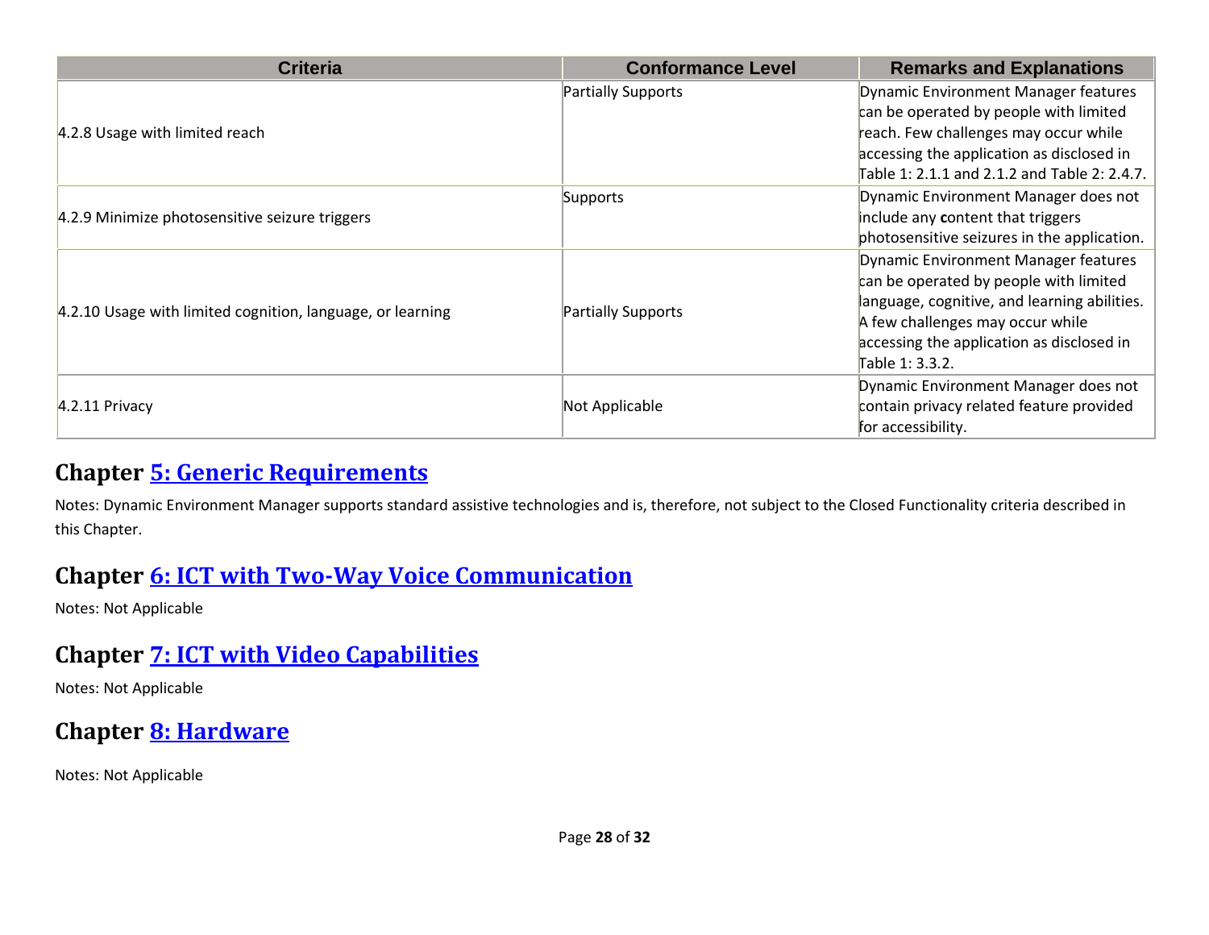| Criteria | Conformance Level | Remarks and Explanations |
|---|---|---|
| 4.2.8 Usage with limited reach | Partially Supports | Dynamic Environment Manager features can be operated by people with limited reach. Few challenges may occur while accessing the application as disclosed in Table 1: 2.1.1 and 2.1.2 and Table 2: 2.4.7. |
| 4.2.9 Minimize photosensitive seizure triggers | Supports | Dynamic Environment Manager does not include any content that triggers photosensitive seizures in the application. |
| 4.2.10 Usage with limited cognition, language, or learning | Partially Supports | Dynamic Environment Manager features can be operated by people with limited language, cognitive, and learning abilities. A few challenges may occur while accessing the application as disclosed in Table 1: 3.3.2. |
| 4.2.11 Privacy | Not Applicable | Dynamic Environment Manager does not contain privacy related feature provided for accessibility. |

## Chapter [5: Generic Requirements]

Notes: Dynamic Environment Manager supports standard assistive technologies and is, therefore, not subject to the Closed Functionality criteria described in this Chapter.

## Chapter [6: ICT with Two-Way Voice Communication]

Notes: Not Applicable

## Chapter [7: ICT with Video Capabilities]

Notes: Not Applicable

## Chapter [8: Hardware]

Notes: Not Applicable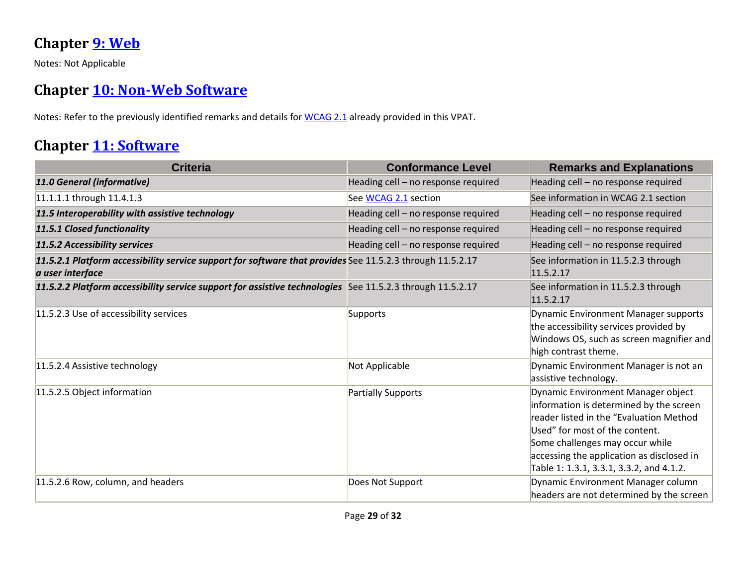## Chapter [9: Web](#)

Notes: Not Applicable

## Chapter [10: Non-Web Software](#)

Notes: Refer to the previously identified remarks and details for [WCAG 2.1](#) already provided in this VPAT.

## Chapter [11: Software](#)

| Criteria | Conformance Level | Remarks and Explanations |
|---|---|---|
| ***11.0 General (informative)*** | Heading cell – no response required | Heading cell – no response required |
| 11.1.1.1 through 11.4.1.3 | See [WCAG 2.1](#) section | See information in WCAG 2.1 section |
| ***11.5 Interoperability with assistive technology*** | Heading cell – no response required | Heading cell – no response required |
| ***11.5.1 Closed functionality*** | Heading cell – no response required | Heading cell – no response required |
| ***11.5.2 Accessibility services*** | Heading cell – no response required | Heading cell – no response required |
| ***11.5.2.1 Platform accessibility service support for software that provides a user interface*** | See 11.5.2.3 through 11.5.2.17 | See information in 11.5.2.3 through 11.5.2.17 |
| ***11.5.2.2 Platform accessibility service support for assistive technologies*** | See 11.5.2.3 through 11.5.2.17 | See information in 11.5.2.3 through 11.5.2.17 |
| 11.5.2.3 Use of accessibility services | Supports | Dynamic Environment Manager supports the accessibility services provided by Windows OS, such as screen magnifier and high contrast theme. |
| 11.5.2.4 Assistive technology | Not Applicable | Dynamic Environment Manager is not an assistive technology. |
| 11.5.2.5 Object information | Partially Supports | Dynamic Environment Manager object information is determined by the screen reader listed in the "Evaluation Method Used" for most of the content. Some challenges may occur while accessing the application as disclosed in Table 1: 1.3.1, 3.3.1, 3.3.2, and 4.1.2. |
| 11.5.2.6 Row, column, and headers | Does Not Support | Dynamic Environment Manager column headers are not determined by the screen |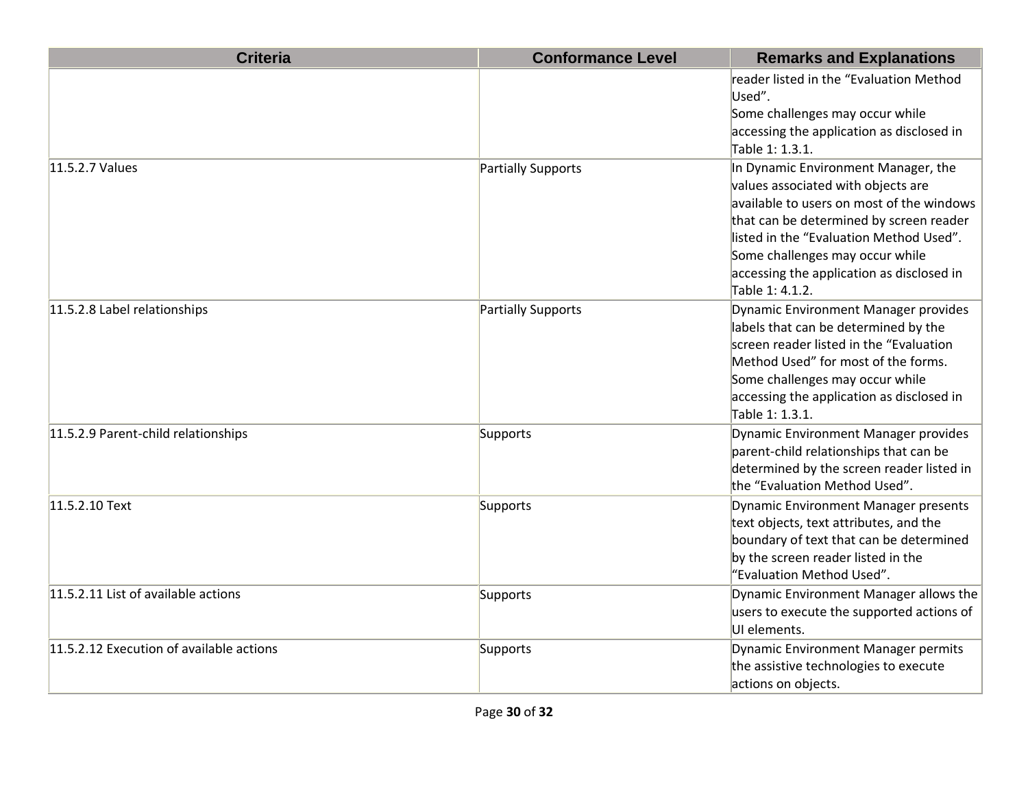| Criteria | Conformance Level | Remarks and Explanations |
| --- | --- | --- |
| | | reader listed in the "Evaluation Method Used".<br>Some challenges may occur while accessing the application as disclosed in Table 1: 1.3.1. |
| 11.5.2.7 Values | Partially Supports | In Dynamic Environment Manager, the values associated with objects are available to users on most of the windows that can be determined by screen reader listed in the "Evaluation Method Used".<br>Some challenges may occur while accessing the application as disclosed in Table 1: 4.1.2. |
| 11.5.2.8 Label relationships | Partially Supports | Dynamic Environment Manager provides labels that can be determined by the screen reader listed in the "Evaluation Method Used" for most of the forms.<br>Some challenges may occur while accessing the application as disclosed in Table 1: 1.3.1. |
| 11.5.2.9 Parent-child relationships | Supports | Dynamic Environment Manager provides parent-child relationships that can be determined by the screen reader listed in the "Evaluation Method Used". |
| 11.5.2.10 Text | Supports | Dynamic Environment Manager presents text objects, text attributes, and the boundary of text that can be determined by the screen reader listed in the "Evaluation Method Used". |
| 11.5.2.11 List of available actions | Supports | Dynamic Environment Manager allows the users to execute the supported actions of UI elements. |
| 11.5.2.12 Execution of available actions | Supports | Dynamic Environment Manager permits the assistive technologies to execute actions on objects. |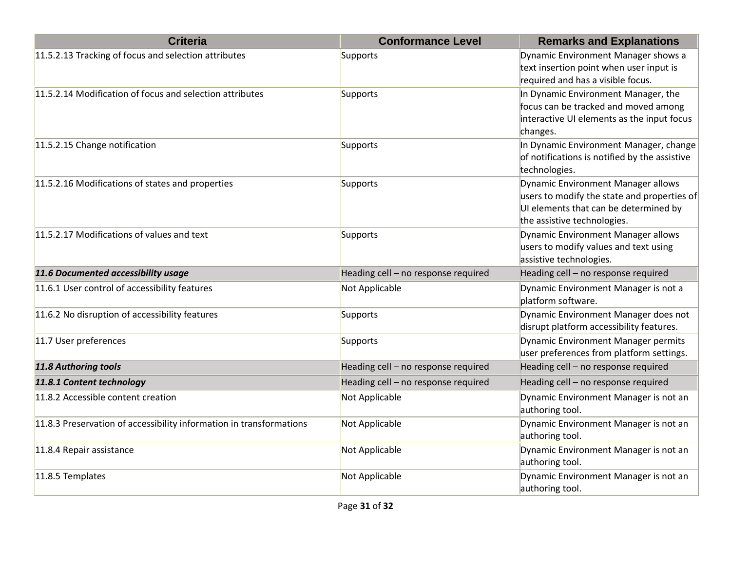| Criteria | Conformance Level | Remarks and Explanations |
| --- | --- | --- |
| 11.5.2.13 Tracking of focus and selection attributes | Supports | Dynamic Environment Manager shows a text insertion point when user input is required and has a visible focus. |
| 11.5.2.14 Modification of focus and selection attributes | Supports | In Dynamic Environment Manager, the focus can be tracked and moved among interactive UI elements as the input focus changes. |
| 11.5.2.15 Change notification | Supports | In Dynamic Environment Manager, change of notifications is notified by the assistive technologies. |
| 11.5.2.16 Modifications of states and properties | Supports | Dynamic Environment Manager allows users to modify the state and properties of UI elements that can be determined by the assistive technologies. |
| 11.5.2.17 Modifications of values and text | Supports | Dynamic Environment Manager allows users to modify values and text using assistive technologies. |
| ***11.6 Documented accessibility usage*** | Heading cell – no response required | Heading cell – no response required |
| 11.6.1 User control of accessibility features | Not Applicable | Dynamic Environment Manager is not a platform software. |
| 11.6.2 No disruption of accessibility features | Supports | Dynamic Environment Manager does not disrupt platform accessibility features. |
| 11.7 User preferences | Supports | Dynamic Environment Manager permits user preferences from platform settings. |
| ***11.8 Authoring tools*** | Heading cell – no response required | Heading cell – no response required |
| ***11.8.1 Content technology*** | Heading cell – no response required | Heading cell – no response required |
| 11.8.2 Accessible content creation | Not Applicable | Dynamic Environment Manager is not an authoring tool. |
| 11.8.3 Preservation of accessibility information in transformations | Not Applicable | Dynamic Environment Manager is not an authoring tool. |
| 11.8.4 Repair assistance | Not Applicable | Dynamic Environment Manager is not an authoring tool. |
| 11.8.5 Templates | Not Applicable | Dynamic Environment Manager is not an authoring tool. |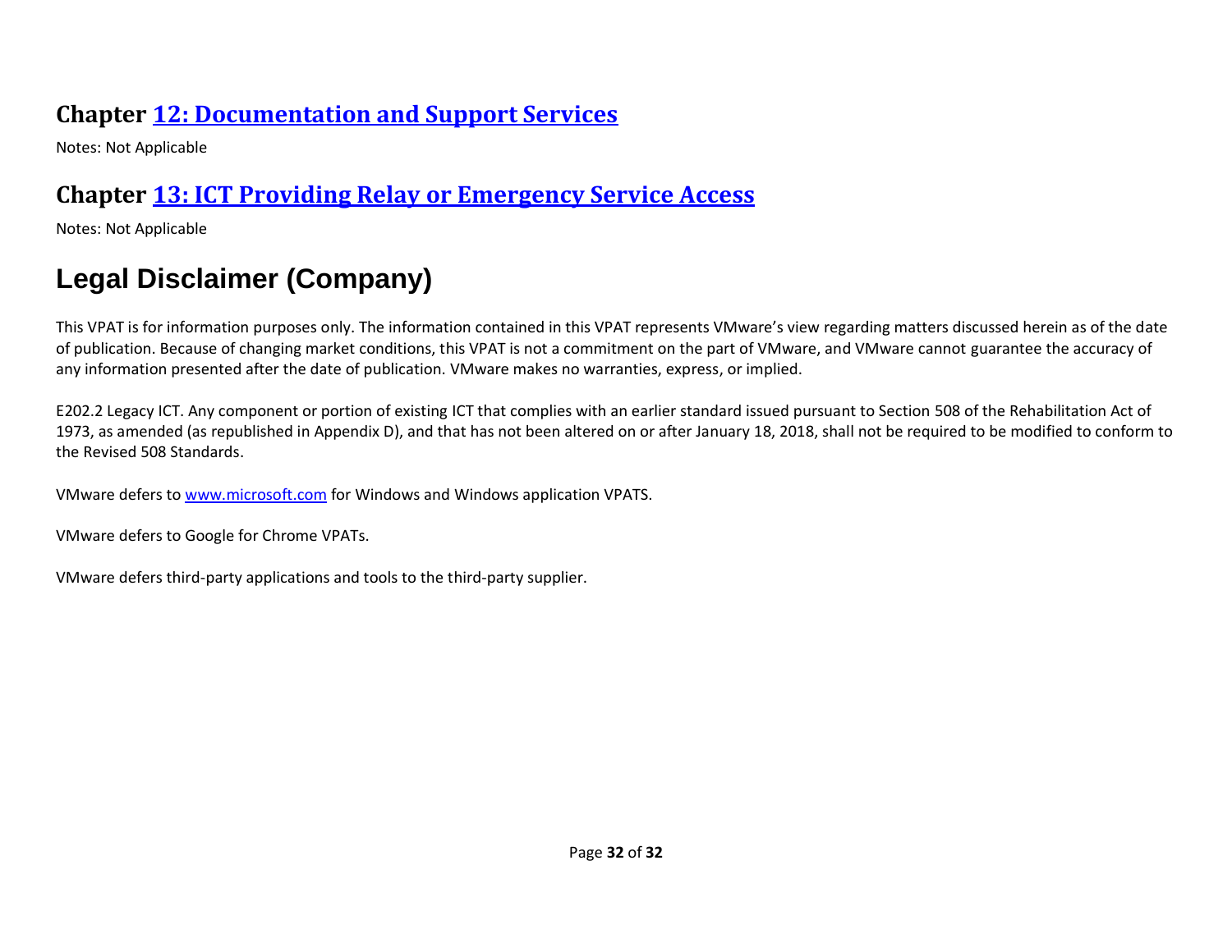### Chapter [12: Documentation and Support Services]

Notes: Not Applicable

### Chapter [13: ICT Providing Relay or Emergency Service Access]

Notes: Not Applicable

## Legal Disclaimer (Company)

This VPAT is for information purposes only. The information contained in this VPAT represents VMware's view regarding matters discussed herein as of the date of publication. Because of changing market conditions, this VPAT is not a commitment on the part of VMware, and VMware cannot guarantee the accuracy of any information presented after the date of publication. VMware makes no warranties, express, or implied.

E202.2 Legacy ICT. Any component or portion of existing ICT that complies with an earlier standard issued pursuant to Section 508 of the Rehabilitation Act of 1973, as amended (as republished in Appendix D), and that has not been altered on or after January 18, 2018, shall not be required to be modified to conform to the Revised 508 Standards.

VMware defers to [www.microsoft.com] for Windows and Windows application VPATS.

VMware defers to Google for Chrome VPATs.

VMware defers third-party applications and tools to the third-party supplier.